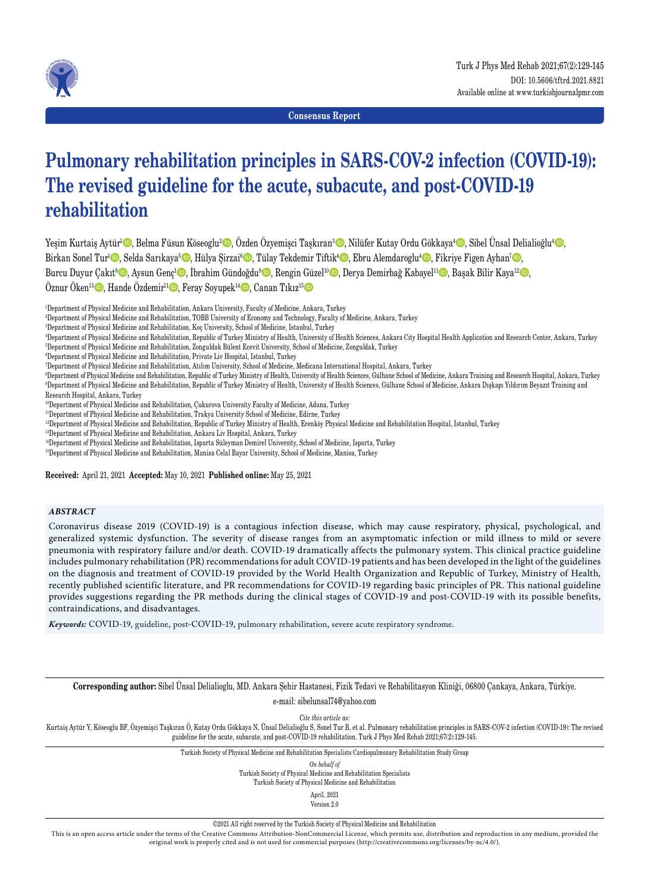Consensus Report

# Pulmonary rehabilitation principles in SARS-COV-2 infection (COVID-19): The revised guideline for the acute, subacute, and post-COVID-19 rehabilitation

Yeşim Kurtaiş Aytür[1], Belma Füsun Köseoglu[2], Özden Özyemişci Taşkıran[3], Nilüfer Kutay Ordu Gökkaya[4], Sibel Ünsal Delialioğlu[4], Birkan Sonel Tur[1], Selda Sarıkaya[5], Hülya Şirzai[6], Tülay Tekdemir Tiftik[4], Ebru Alemdaroglu[4], Fikriye Figen Ayhan[7], Burcu Duyur Çakıt[8], Aysun Genç[1], İbrahim Gündoğdu[9], Rengin Güzel[10], Derya Demirbağ Kabayel[11], Başak Bilir Kaya[12], Öznur Öken[13], Hande Özdemir[11], Feray Soyupek[14], Canan Tıkız[15]

[1]Department of Physical Medicine and Rehabilitation, Ankara University, Faculty of Medicine, Ankara, Turkey
[2]Department of Physical Medicine and Rehabilitation, TOBB University of Economy and Technology, Faculty of Medicine, Ankara, Turkey
[3]Department of Physical Medicine and Rehabilitation, Koç University, School of Medicine, Istanbul, Turkey
[4]Department of Physical Medicine and Rehabilitation, Republic of Turkey Ministry of Health, University of Health Sciences, Ankara City Hospital Health Application and Research Center, Ankara, Turkey
[5]Department of Physical Medicine and Rehabilitation, Zonguldak Bülent Ecevit University, School of Medicine, Zonguldak, Turkey
[6]Department of Physical Medicine and Rehabilitation, Private Liv Hospital, Istanbul, Turkey
[7]Department of Physical Medicine and Rehabilitation, Atılım University, School of Medicine, Medicana International Hospital, Ankara, Turkey
[8]Department of Physical Medicine and Rehabilitation, Republic of Turkey Ministry of Health, University of Health Sciences, Gülhane School of Medicine, Ankara Training and Research Hospital, Ankara, Turkey
[9]Department of Physical Medicine and Rehabilitation, Republic of Turkey Ministry of Health, University of Health Sciences, Gülhane School of Medicine, Ankara Dışkapı Yıldırım Beyazıt Training and Research Hospital, Ankara, Turkey
[10]Department of Physical Medicine and Rehabilitation, Çukurova University Faculty of Medicine, Adana, Turkey
[11]Department of Physical Medicine and Rehabilitation, Trakya University School of Medicine, Edirne, Turkey
[12]Department of Physical Medicine and Rehabilitation, Republic of Turkey Ministry of Health, Erenköy Physical Medicine and Rehabilitation Hospital, Istanbul, Turkey
[13]Department of Physical Medicine and Rehabilitation, Ankara Liv Hospital, Ankara, Turkey
[14]Department of Physical Medicine and Rehabilitation, Isparta Süleyman Demirel University, School of Medicine, Isparta, Turkey
[15]Department of Physical Medicine and Rehabilitation, Manisa Celal Bayar University, School of Medicine, Manisa, Turkey

**Received:** April 21, 2021 **Accepted:** May 10, 2021 **Published online:** May 25, 2021

### *ABSTRACT*

Coronavirus disease 2019 (COVID-19) is a contagious infection disease, which may cause respiratory, physical, psychological, and generalized systemic dysfunction. The severity of disease ranges from an asymptomatic infection or mild illness to mild or severe pneumonia with respiratory failure and/or death. COVID-19 dramatically affects the pulmonary system. This clinical practice guideline includes pulmonary rehabilitation (PR) recommendations for adult COVID-19 patients and has been developed in the light of the guidelines on the diagnosis and treatment of COVID-19 provided by the World Health Organization and Republic of Turkey, Ministry of Health, recently published scientific literature, and PR recommendations for COVID-19 regarding basic principles of PR. This national guideline provides suggestions regarding the PR methods during the clinical stages of COVID-19 and post-COVID-19 with its possible benefits, contraindications, and disadvantages.

***Keywords:*** COVID-19, guideline, post-COVID-19, pulmonary rehabilitation, severe acute respiratory syndrome.

**Corresponding author:** Sibel Ünsal Delialioglu, MD. Ankara Şehir Hastanesi, Fizik Tedavi ve Rehabilitasyon Kliniği, 06800 Çankaya, Ankara, Türkiye.
e-mail: sibelunsal74@yahoo.com

*Cite this article as:*
Kurtaiş Aytür Y, Köseoglu BF, Özyemişci Taşkıran Ö, Kutay Ordu Gökkaya N, Ünsal Delialioğlu S, Sonel Tur B, et al. Pulmonary rehabilitation principles in SARS-COV-2 infection (COVID-19): The revised guideline for the acute, subacute, and post-COVID-19 rehabilitation. Turk J Phys Med Rehab 2021;67(2):129-145.

Turkish Society of Physical Medicine and Rehabilitation Specialists Cardiopulmonary Rehabilitation Study Group
*On behalf of*
Turkish Society of Physical Medicine and Rehabilitation Specialists
Turkish Society of Physical Medicine and Rehabilitation
April, 2021
Version 2.0

©2021 All right reserved by the Turkish Society of Physical Medicine and Rehabilitation
This is an open access article under the terms of the Creative Commons Attribution-NonCommercial License, which permits use, distribution and reproduction in any medium, provided the original work is properly cited and is not used for commercial purposes (http://creativecommons.org/licenses/by-nc/4.0/).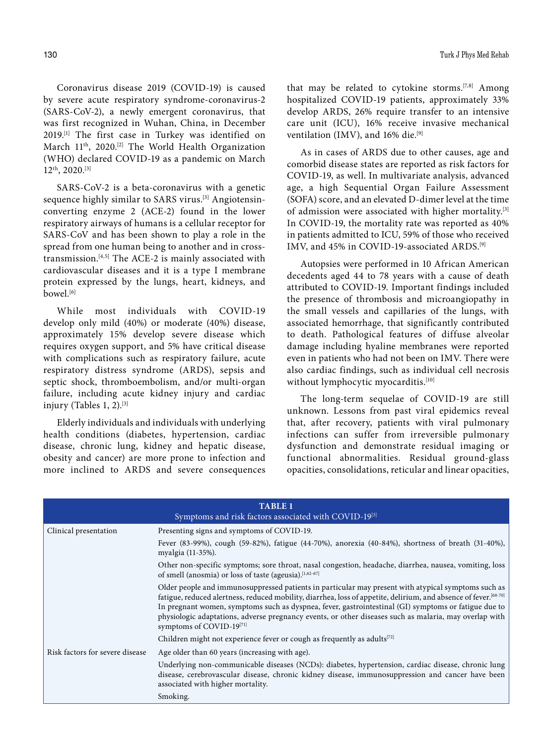Coronavirus disease 2019 (COVID-19) is caused by severe acute respiratory syndrome-coronavirus-2 (SARS-CoV-2), a newly emergent coronavirus, that was first recognized in Wuhan, China, in December 2019.[1] The first case in Turkey was identified on March 11th, 2020.[2] The World Health Organization (WHO) declared COVID-19 as a pandemic on March 12th, 2020.[3]

SARS-CoV-2 is a beta-coronavirus with a genetic sequence highly similar to SARS virus.[3] Angiotensin-converting enzyme 2 (ACE-2) found in the lower respiratory airways of humans is a cellular receptor for SARS-CoV and has been shown to play a role in the spread from one human being to another and in cross-transmission.[4,5] The ACE-2 is mainly associated with cardiovascular diseases and it is a type I membrane protein expressed by the lungs, heart, kidneys, and bowel.[6]

While most individuals with COVID-19 develop only mild (40%) or moderate (40%) disease, approximately 15% develop severe disease which requires oxygen support, and 5% have critical disease with complications such as respiratory failure, acute respiratory distress syndrome (ARDS), sepsis and septic shock, thromboembolism, and/or multi-organ failure, including acute kidney injury and cardiac injury (Tables 1, 2).[3]

Elderly individuals and individuals with underlying health conditions (diabetes, hypertension, cardiac disease, chronic lung, kidney and hepatic disease, obesity and cancer) are more prone to infection and more inclined to ARDS and severe consequences that may be related to cytokine storms.[7,8] Among hospitalized COVID-19 patients, approximately 33% develop ARDS, 26% require transfer to an intensive care unit (ICU), 16% receive invasive mechanical ventilation (IMV), and 16% die.[9]

As in cases of ARDS due to other causes, age and comorbid disease states are reported as risk factors for COVID-19, as well. In multivariate analysis, advanced age, a high Sequential Organ Failure Assessment (SOFA) score, and an elevated D-dimer level at the time of admission were associated with higher mortality.[3] In COVID-19, the mortality rate was reported as 40% in patients admitted to ICU, 59% of those who received IMV, and 45% in COVID-19-associated ARDS.[9]

Autopsies were performed in 10 African American decedents aged 44 to 78 years with a cause of death attributed to COVID-19. Important findings included the presence of thrombosis and microangiopathy in the small vessels and capillaries of the lungs, with associated hemorrhage, that significantly contributed to death. Pathological features of diffuse alveolar damage including hyaline membranes were reported even in patients who had not been on IMV. There were also cardiac findings, such as individual cell necrosis without lymphocytic myocarditis.[10]

The long-term sequelae of COVID-19 are still unknown. Lessons from past viral epidemics reveal that, after recovery, patients with viral pulmonary infections can suffer from irreversible pulmonary dysfunction and demonstrate residual imaging or functional abnormalities. Residual ground-glass opacities, consolidations, reticular and linear opacities,

**TABLE 1**
Symptoms and risk factors associated with COVID-19[3]

| | |
|---|---|
| Clinical presentation | Presenting signs and symptoms of COVID-19. |
| | Fever (83-99%), cough (59-82%), fatigue (44-70%), anorexia (40-84%), shortness of breath (31-40%), myalgia (11-35%). |
| | Other non-specific symptoms; sore throat, nasal congestion, headache, diarrhea, nausea, vomiting, loss of smell (anosmia) or loss of taste (ageusia).[1,62-67] |
| | Older people and immunosuppressed patients in particular may present with atypical symptoms such as fatigue, reduced alertness, reduced mobility, diarrhea, loss of appetite, delirium, and absence of fever.[68-70] In pregnant women, symptoms such as dyspnea, fever, gastrointestinal (GI) symptoms or fatigue due to physiologic adaptations, adverse pregnancy events, or other diseases such as malaria, may overlap with symptoms of COVID-19[71] |
| | Children might not experience fever or cough as frequently as adults[72] |
| Risk factors for severe disease | Age older than 60 years (increasing with age). |
| | Underlying non-communicable diseases (NCDs): diabetes, hypertension, cardiac disease, chronic lung disease, cerebrovascular disease, chronic kidney disease, immunosuppression and cancer have been associated with higher mortality. |
| | Smoking. |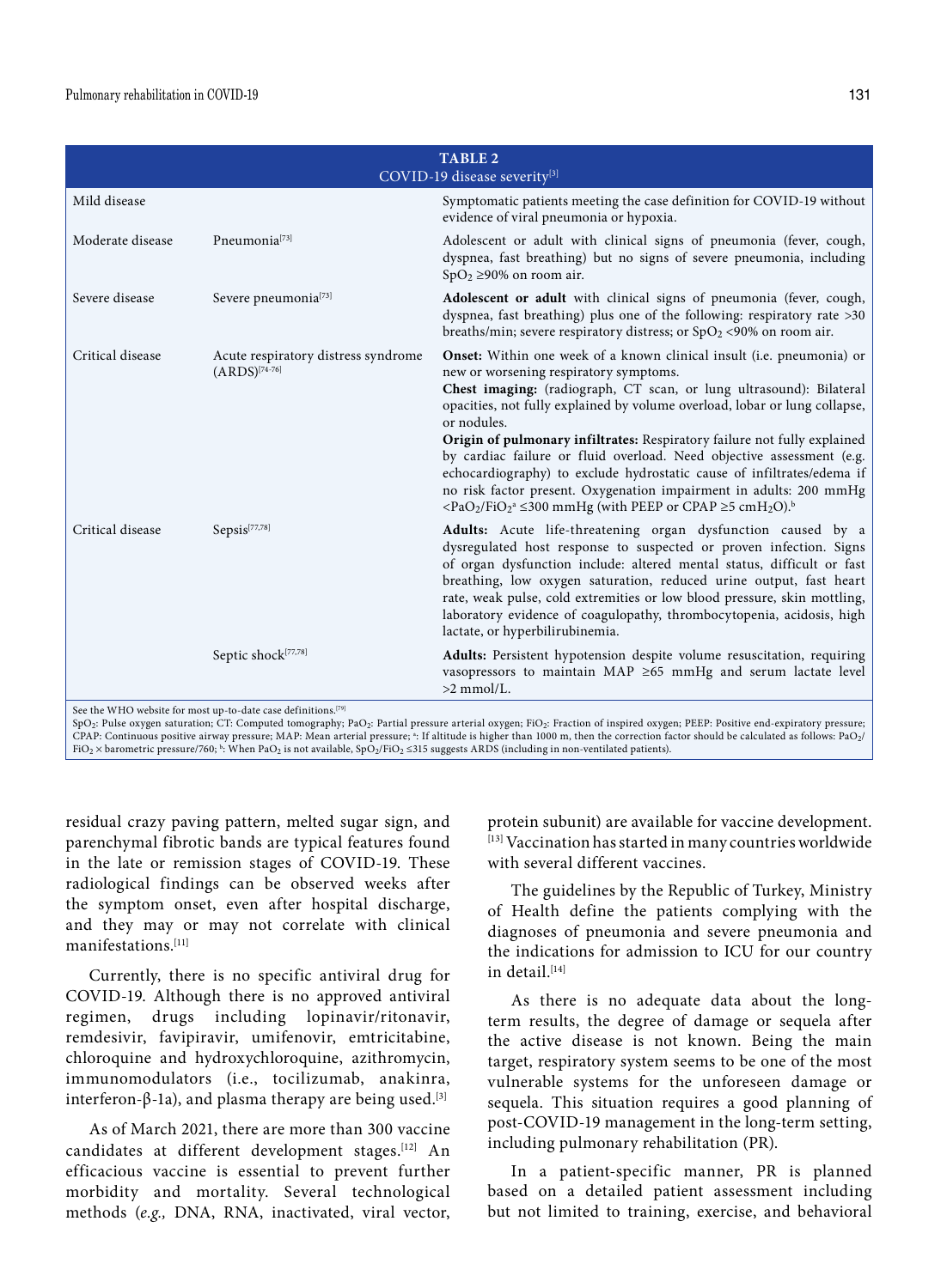**TABLE 2**
COVID-19 disease severity[3]

| | | |
|---|---|---|
| Mild disease | | Symptomatic patients meeting the case definition for COVID-19 without evidence of viral pneumonia or hypoxia. |
| Moderate disease | Pneumonia[73] | Adolescent or adult with clinical signs of pneumonia (fever, cough, dyspnea, fast breathing) but no signs of severe pneumonia, including $SpO_2$ ≥90% on room air. |
| Severe disease | Severe pneumonia[73] | **Adolescent or adult** with clinical signs of pneumonia (fever, cough, dyspnea, fast breathing) plus one of the following: respiratory rate >30 breaths/min; severe respiratory distress; or $SpO_2$ <90% on room air. |
| Critical disease | Acute respiratory distress syndrome (ARDS)[74-76] | **Onset:** Within one week of a known clinical insult (i.e. pneumonia) or new or worsening respiratory symptoms. **Chest imaging:** (radiograph, CT scan, or lung ultrasound): Bilateral opacities, not fully explained by volume overload, lobar or lung collapse, or nodules. **Origin of pulmonary infiltrates:** Respiratory failure not fully explained by cardiac failure or fluid overload. Need objective assessment (e.g. echocardiography) to exclude hydrostatic cause of infiltrates/edema if no risk factor present. Oxygenation impairment in adults: 200 mmHg <$PaO_2/FiO_2$[a] ≤300 mmHg (with PEEP or CPAP ≥5 $cmH_2O$).[b] |
| Critical disease | Sepsis[77,78] | **Adults:** Acute life-threatening organ dysfunction caused by a dysregulated host response to suspected or proven infection. Signs of organ dysfunction include: altered mental status, difficult or fast breathing, low oxygen saturation, reduced urine output, fast heart rate, weak pulse, cold extremities or low blood pressure, skin mottling, laboratory evidence of coagulopathy, thrombocytopenia, acidosis, high lactate, or hyperbilirubinemia. |
| | Septic shock[77,78] | **Adults:** Persistent hypotension despite volume resuscitation, requiring vasopressors to maintain MAP ≥65 mmHg and serum lactate level >2 mmol/L. |

See the WHO website for most up-to-date case definitions.[79]
$SpO_2$: Pulse oxygen saturation; CT: Computed tomography; $PaO_2$: Partial pressure arterial oxygen; $FiO_2$: Fraction of inspired oxygen; PEEP: Positive end-expiratory pressure; CPAP: Continuous positive airway pressure; MAP: Mean arterial pressure; [a]: If altitude is higher than 1000 m, then the correction factor should be calculated as follows: $PaO_2/FiO_2$ × barometric pressure/760; [b]: When $PaO_2$ is not available, $SpO_2/FiO_2$ ≤315 suggests ARDS (including in non-ventilated patients).

residual crazy paving pattern, melted sugar sign, and parenchymal fibrotic bands are typical features found in the late or remission stages of COVID-19. These radiological findings can be observed weeks after the symptom onset, even after hospital discharge, and they may or may not correlate with clinical manifestations.[11]

Currently, there is no specific antiviral drug for COVID-19. Although there is no approved antiviral regimen, drugs including lopinavir/ritonavir, remdesivir, favipiravir, umifenovir, emtricitabine, chloroquine and hydroxychloroquine, azithromycin, immunomodulators (i.e., tocilizumab, anakinra, interferon-β-1a), and plasma therapy are being used.[3]

As of March 2021, there are more than 300 vaccine candidates at different development stages.[12] An efficacious vaccine is essential to prevent further morbidity and mortality. Several technological methods (*e.g.,* DNA, RNA, inactivated, viral vector, protein subunit) are available for vaccine development.[13] Vaccination has started in many countries worldwide with several different vaccines.

The guidelines by the Republic of Turkey, Ministry of Health define the patients complying with the diagnoses of pneumonia and severe pneumonia and the indications for admission to ICU for our country in detail.[14]

As there is no adequate data about the long-term results, the degree of damage or sequela after the active disease is not known. Being the main target, respiratory system seems to be one of the most vulnerable systems for the unforeseen damage or sequela. This situation requires a good planning of post-COVID-19 management in the long-term setting, including pulmonary rehabilitation (PR).

In a patient-specific manner, PR is planned based on a detailed patient assessment including but not limited to training, exercise, and behavioral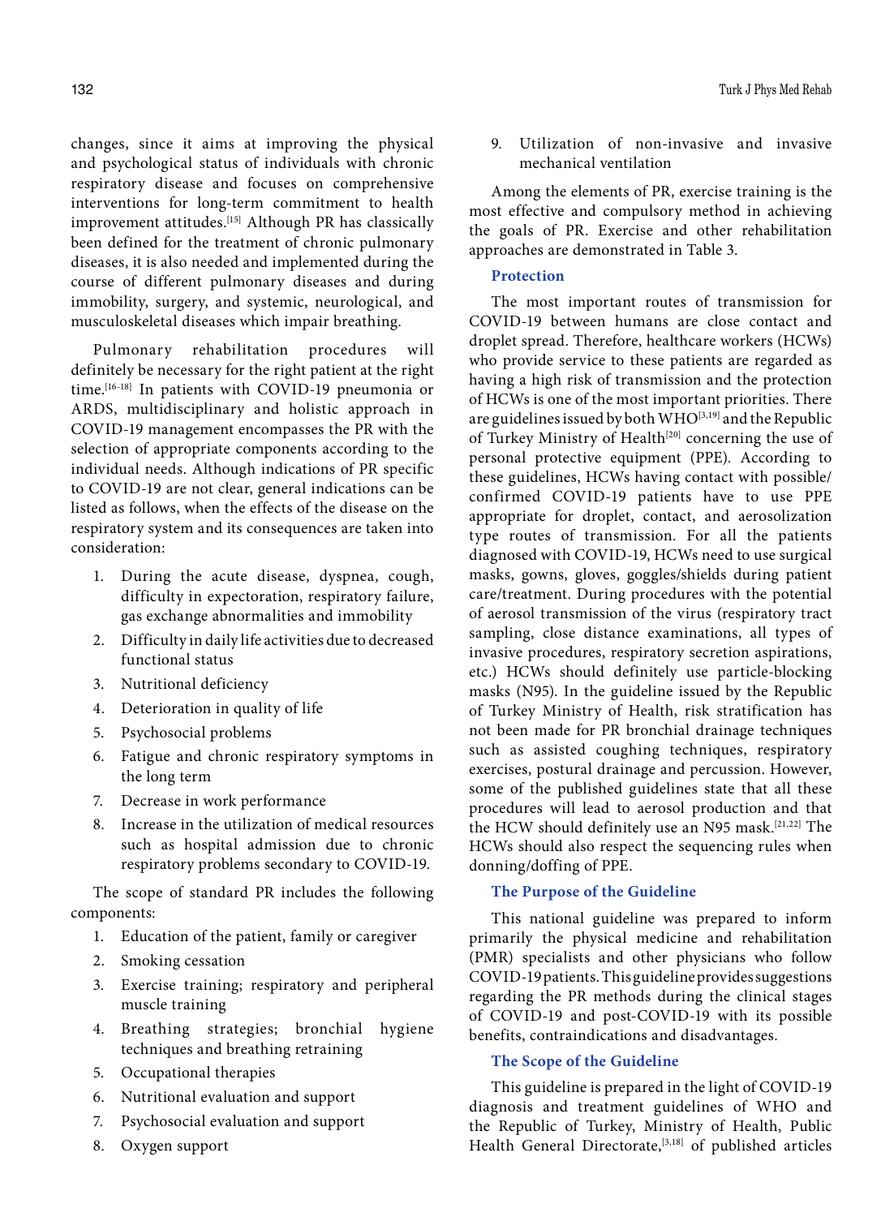changes, since it aims at improving the physical and psychological status of individuals with chronic respiratory disease and focuses on comprehensive interventions for long-term commitment to health improvement attitudes.[15] Although PR has classically been defined for the treatment of chronic pulmonary diseases, it is also needed and implemented during the course of different pulmonary diseases and during immobility, surgery, and systemic, neurological, and musculoskeletal diseases which impair breathing.

Pulmonary rehabilitation procedures will definitely be necessary for the right patient at the right time.[16-18] In patients with COVID-19 pneumonia or ARDS, multidisciplinary and holistic approach in COVID-19 management encompasses the PR with the selection of appropriate components according to the individual needs. Although indications of PR specific to COVID-19 are not clear, general indications can be listed as follows, when the effects of the disease on the respiratory system and its consequences are taken into consideration:

1. During the acute disease, dyspnea, cough, difficulty in expectoration, respiratory failure, gas exchange abnormalities and immobility
2. Difficulty in daily life activities due to decreased functional status
3. Nutritional deficiency
4. Deterioration in quality of life
5. Psychosocial problems
6. Fatigue and chronic respiratory symptoms in the long term
7. Decrease in work performance
8. Increase in the utilization of medical resources such as hospital admission due to chronic respiratory problems secondary to COVID-19.

The scope of standard PR includes the following components:

1. Education of the patient, family or caregiver
2. Smoking cessation
3. Exercise training; respiratory and peripheral muscle training
4. Breathing strategies; bronchial hygiene techniques and breathing retraining
5. Occupational therapies
6. Nutritional evaluation and support
7. Psychosocial evaluation and support
8. Oxygen support
9. Utilization of non-invasive and invasive mechanical ventilation

Among the elements of PR, exercise training is the most effective and compulsory method in achieving the goals of PR. Exercise and other rehabilitation approaches are demonstrated in Table 3.

### Protection

The most important routes of transmission for COVID-19 between humans are close contact and droplet spread. Therefore, healthcare workers (HCWs) who provide service to these patients are regarded as having a high risk of transmission and the protection of HCWs is one of the most important priorities. There are guidelines issued by both WHO[3,19] and the Republic of Turkey Ministry of Health[20] concerning the use of personal protective equipment (PPE). According to these guidelines, HCWs having contact with possible/confirmed COVID-19 patients have to use PPE appropriate for droplet, contact, and aerosolization type routes of transmission. For all the patients diagnosed with COVID-19, HCWs need to use surgical masks, gowns, gloves, goggles/shields during patient care/treatment. During procedures with the potential of aerosol transmission of the virus (respiratory tract sampling, close distance examinations, all types of invasive procedures, respiratory secretion aspirations, etc.) HCWs should definitely use particle-blocking masks (N95). In the guideline issued by the Republic of Turkey Ministry of Health, risk stratification has not been made for PR bronchial drainage techniques such as assisted coughing techniques, respiratory exercises, postural drainage and percussion. However, some of the published guidelines state that all these procedures will lead to aerosol production and that the HCW should definitely use an N95 mask.[21,22] The HCWs should also respect the sequencing rules when donning/doffing of PPE.

### The Purpose of the Guideline

This national guideline was prepared to inform primarily the physical medicine and rehabilitation (PMR) specialists and other physicians who follow COVID-19 patients. This guideline provides suggestions regarding the PR methods during the clinical stages of COVID-19 and post-COVID-19 with its possible benefits, contraindications and disadvantages.

### The Scope of the Guideline

This guideline is prepared in the light of COVID-19 diagnosis and treatment guidelines of WHO and the Republic of Turkey, Ministry of Health, Public Health General Directorate,[3,18] of published articles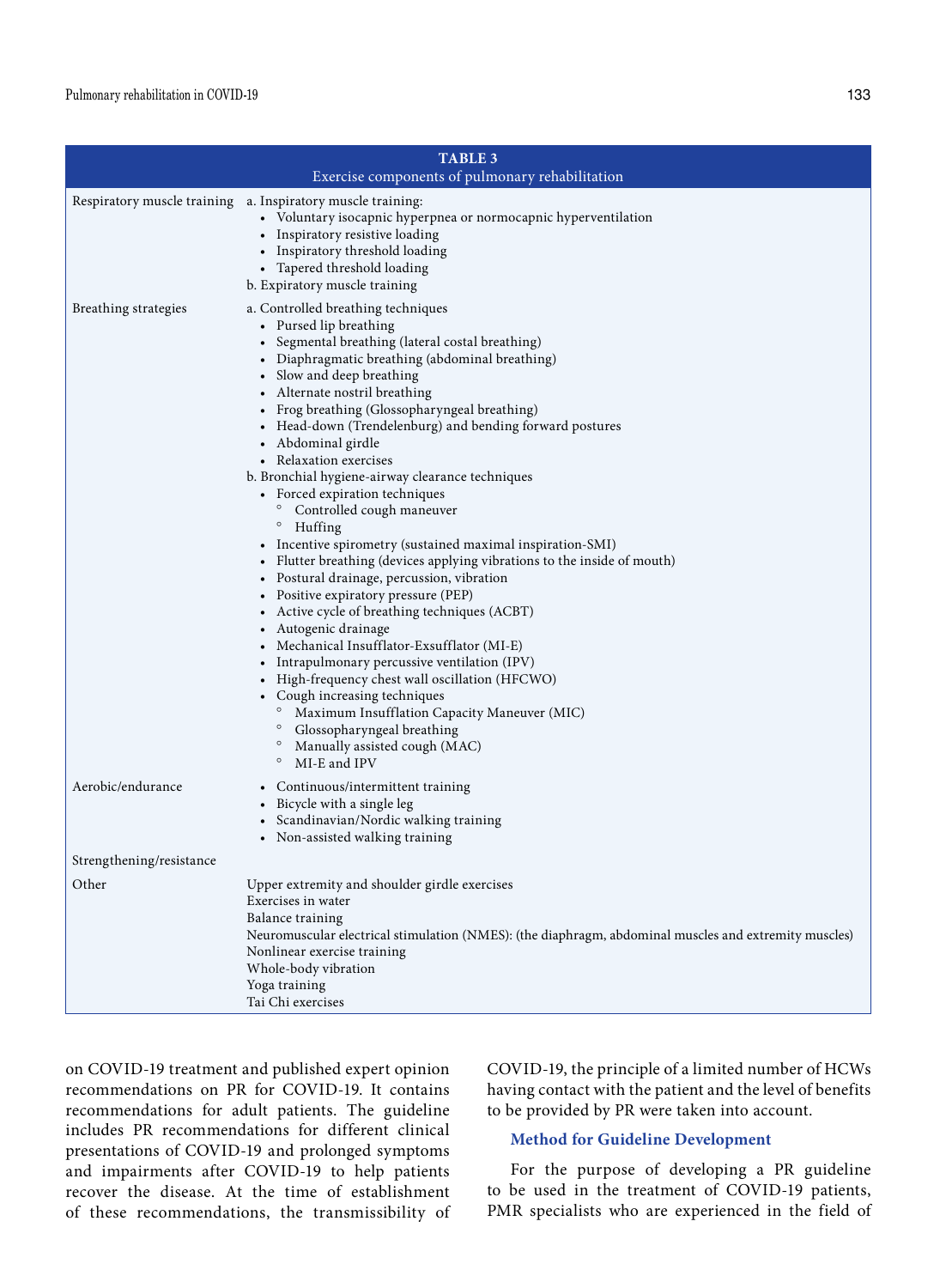**TABLE 3**
Exercise components of pulmonary rehabilitation

| | |
|---|---|
| Respiratory muscle training | a. Inspiratory muscle training:<br>• Voluntary isocapnic hyperpnea or normocapnic hyperventilation<br>• Inspiratory resistive loading<br>• Inspiratory threshold loading<br>• Tapered threshold loading<br>b. Expiratory muscle training |
| Breathing strategies | a. Controlled breathing techniques<br>• Pursed lip breathing<br>• Segmental breathing (lateral costal breathing)<br>• Diaphragmatic breathing (abdominal breathing)<br>• Slow and deep breathing<br>• Alternate nostril breathing<br>• Frog breathing (Glossopharyngeal breathing)<br>• Head-down (Trendelenburg) and bending forward postures<br>• Abdominal girdle<br>• Relaxation exercises<br>b. Bronchial hygiene-airway clearance techniques<br>• Forced expiration techniques<br>  ◦ Controlled cough maneuver<br>  ◦ Huffing<br>• Incentive spirometry (sustained maximal inspiration-SMI)<br>• Flutter breathing (devices applying vibrations to the inside of mouth)<br>• Postural drainage, percussion, vibration<br>• Positive expiratory pressure (PEP)<br>• Active cycle of breathing techniques (ACBT)<br>• Autogenic drainage<br>• Mechanical Insufflator-Exsufflator (MI-E)<br>• Intrapulmonary percussive ventilation (IPV)<br>• High-frequency chest wall oscillation (HFCWO)<br>• Cough increasing techniques<br>  ◦ Maximum Insufflation Capacity Maneuver (MIC)<br>  ◦ Glossopharyngeal breathing<br>  ◦ Manually assisted cough (MAC)<br>  ◦ MI-E and IPV |
| Aerobic/endurance | • Continuous/intermittent training<br>• Bicycle with a single leg<br>• Scandinavian/Nordic walking training<br>• Non-assisted walking training |
| Strengthening/resistance | |
| Other | Upper extremity and shoulder girdle exercises<br>Exercises in water<br>Balance training<br>Neuromuscular electrical stimulation (NMES): (the diaphragm, abdominal muscles and extremity muscles)<br>Nonlinear exercise training<br>Whole-body vibration<br>Yoga training<br>Tai Chi exercises |

on COVID-19 treatment and published expert opinion recommendations on PR for COVID-19. It contains recommendations for adult patients. The guideline includes PR recommendations for different clinical presentations of COVID-19 and prolonged symptoms and impairments after COVID-19 to help patients recover the disease. At the time of establishment of these recommendations, the transmissibility of COVID-19, the principle of a limited number of HCWs having contact with the patient and the level of benefits to be provided by PR were taken into account.

### Method for Guideline Development

For the purpose of developing a PR guideline to be used in the treatment of COVID-19 patients, PMR specialists who are experienced in the field of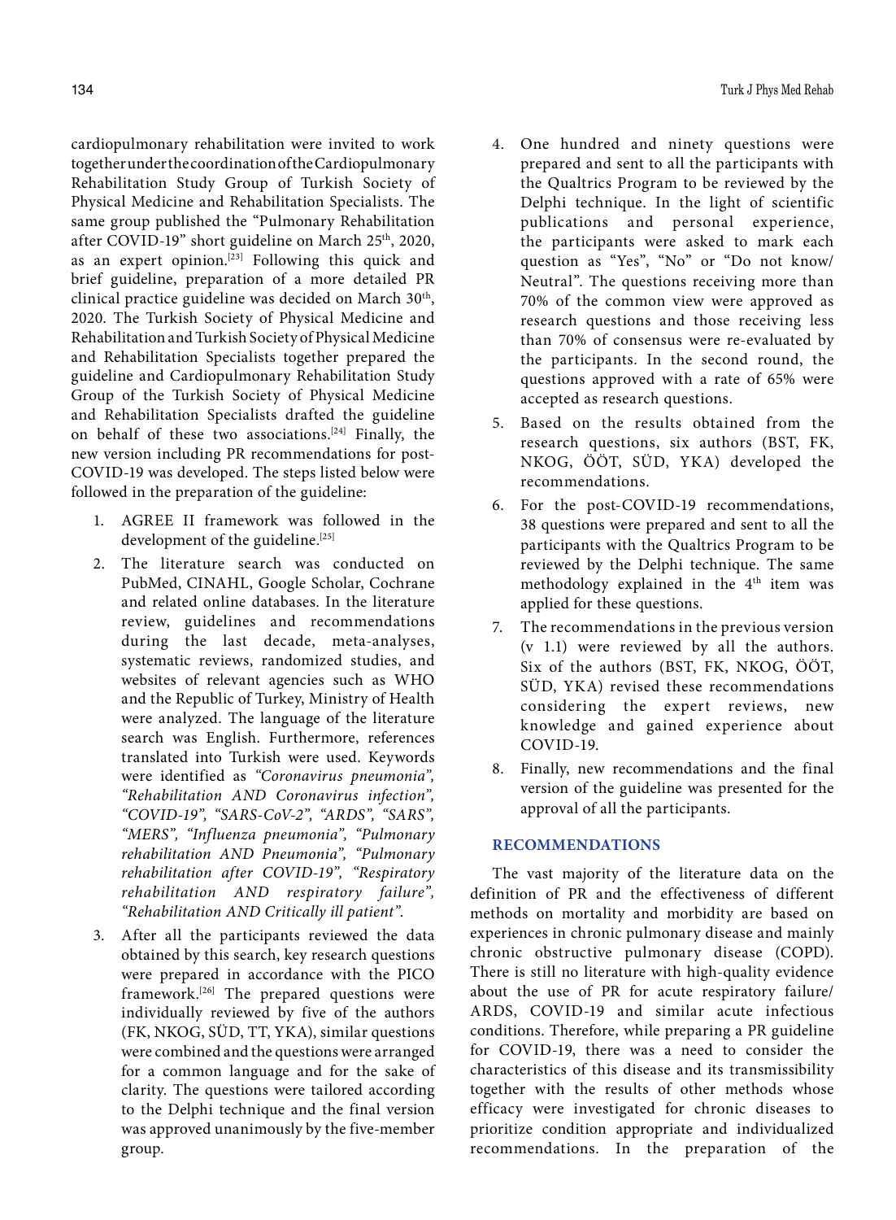cardiopulmonary rehabilitation were invited to work together under the coordination of the Cardiopulmonary Rehabilitation Study Group of Turkish Society of Physical Medicine and Rehabilitation Specialists. The same group published the "Pulmonary Rehabilitation after COVID-19" short guideline on March 25th, 2020, as an expert opinion.[23] Following this quick and brief guideline, preparation of a more detailed PR clinical practice guideline was decided on March 30th, 2020. The Turkish Society of Physical Medicine and Rehabilitation and Turkish Society of Physical Medicine and Rehabilitation Specialists together prepared the guideline and Cardiopulmonary Rehabilitation Study Group of the Turkish Society of Physical Medicine and Rehabilitation Specialists drafted the guideline on behalf of these two associations.[24] Finally, the new version including PR recommendations for post-COVID-19 was developed. The steps listed below were followed in the preparation of the guideline:

1. AGREE II framework was followed in the development of the guideline.[25]
2. The literature search was conducted on PubMed, CINAHL, Google Scholar, Cochrane and related online databases. In the literature review, guidelines and recommendations during the last decade, meta-analyses, systematic reviews, randomized studies, and websites of relevant agencies such as WHO and the Republic of Turkey, Ministry of Health were analyzed. The language of the literature search was English. Furthermore, references translated into Turkish were used. Keywords were identified as *"Coronavirus pneumonia", "Rehabilitation AND Coronavirus infection", "COVID-19", "SARS-CoV-2", "ARDS", "SARS", "MERS", "Influenza pneumonia", "Pulmonary rehabilitation AND Pneumonia", "Pulmonary rehabilitation after COVID-19", "Respiratory rehabilitation AND respiratory failure", "Rehabilitation AND Critically ill patient"*.
3. After all the participants reviewed the data obtained by this search, key research questions were prepared in accordance with the PICO framework.[26] The prepared questions were individually reviewed by five of the authors (FK, NKOG, SÜD, TT, YKA), similar questions were combined and the questions were arranged for a common language and for the sake of clarity. The questions were tailored according to the Delphi technique and the final version was approved unanimously by the five-member group.
4. One hundred and ninety questions were prepared and sent to all the participants with the Qualtrics Program to be reviewed by the Delphi technique. In the light of scientific publications and personal experience, the participants were asked to mark each question as "Yes", "No" or "Do not know/Neutral". The questions receiving more than 70% of the common view were approved as research questions and those receiving less than 70% of consensus were re-evaluated by the participants. In the second round, the questions approved with a rate of 65% were accepted as research questions.
5. Based on the results obtained from the research questions, six authors (BST, FK, NKOG, ÖÖT, SÜD, YKA) developed the recommendations.
6. For the post-COVID-19 recommendations, 38 questions were prepared and sent to all the participants with the Qualtrics Program to be reviewed by the Delphi technique. The same methodology explained in the 4th item was applied for these questions.
7. The recommendations in the previous version (v 1.1) were reviewed by all the authors. Six of the authors (BST, FK, NKOG, ÖÖT, SÜD, YKA) revised these recommendations considering the expert reviews, new knowledge and gained experience about COVID-19.
8. Finally, new recommendations and the final version of the guideline was presented for the approval of all the participants.

## RECOMMENDATIONS

The vast majority of the literature data on the definition of PR and the effectiveness of different methods on mortality and morbidity are based on experiences in chronic pulmonary disease and mainly chronic obstructive pulmonary disease (COPD). There is still no literature with high-quality evidence about the use of PR for acute respiratory failure/ARDS, COVID-19 and similar acute infectious conditions. Therefore, while preparing a PR guideline for COVID-19, there was a need to consider the characteristics of this disease and its transmissibility together with the results of other methods whose efficacy were investigated for chronic diseases to prioritize condition appropriate and individualized recommendations. In the preparation of the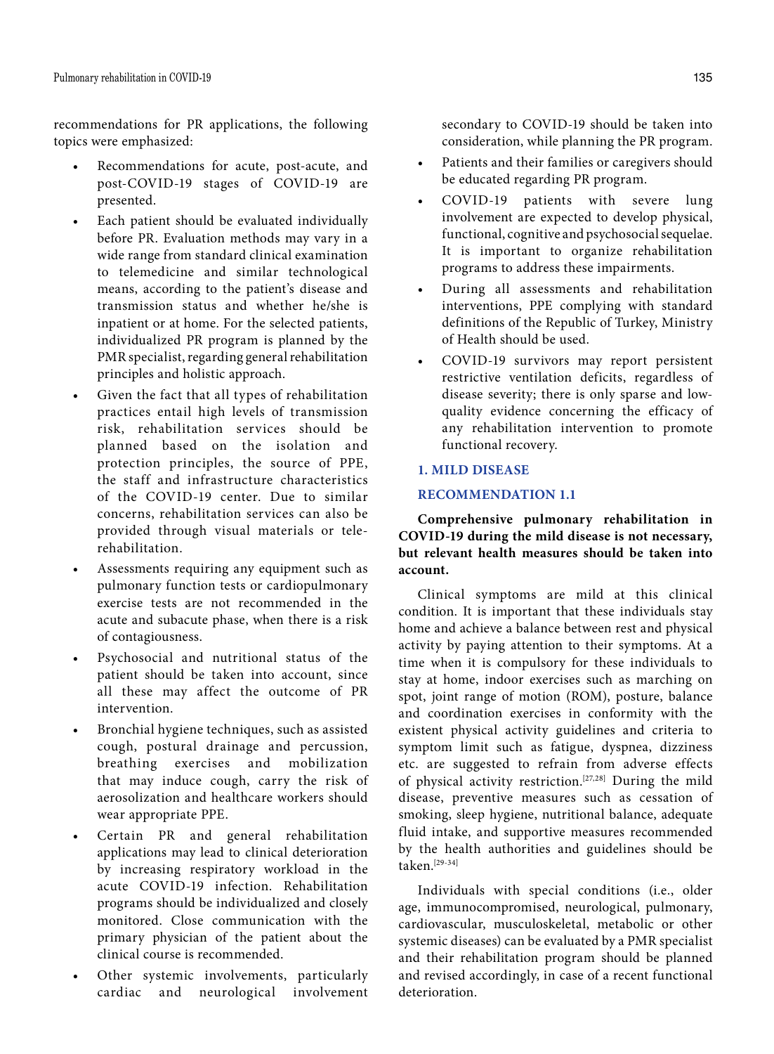recommendations for PR applications, the following topics were emphasized:

- Recommendations for acute, post-acute, and post-COVID-19 stages of COVID-19 are presented.
- Each patient should be evaluated individually before PR. Evaluation methods may vary in a wide range from standard clinical examination to telemedicine and similar technological means, according to the patient's disease and transmission status and whether he/she is inpatient or at home. For the selected patients, individualized PR program is planned by the PMR specialist, regarding general rehabilitation principles and holistic approach.
- Given the fact that all types of rehabilitation practices entail high levels of transmission risk, rehabilitation services should be planned based on the isolation and protection principles, the source of PPE, the staff and infrastructure characteristics of the COVID-19 center. Due to similar concerns, rehabilitation services can also be provided through visual materials or tele-rehabilitation.
- Assessments requiring any equipment such as pulmonary function tests or cardiopulmonary exercise tests are not recommended in the acute and subacute phase, when there is a risk of contagiousness.
- Psychosocial and nutritional status of the patient should be taken into account, since all these may affect the outcome of PR intervention.
- Bronchial hygiene techniques, such as assisted cough, postural drainage and percussion, breathing exercises and mobilization that may induce cough, carry the risk of aerosolization and healthcare workers should wear appropriate PPE.
- Certain PR and general rehabilitation applications may lead to clinical deterioration by increasing respiratory workload in the acute COVID-19 infection. Rehabilitation programs should be individualized and closely monitored. Close communication with the primary physician of the patient about the clinical course is recommended.
- Other systemic involvements, particularly cardiac and neurological involvement secondary to COVID-19 should be taken into consideration, while planning the PR program.
- Patients and their families or caregivers should be educated regarding PR program.
- COVID-19 patients with severe lung involvement are expected to develop physical, functional, cognitive and psychosocial sequelae. It is important to organize rehabilitation programs to address these impairments.
- During all assessments and rehabilitation interventions, PPE complying with standard definitions of the Republic of Turkey, Ministry of Health should be used.
- COVID-19 survivors may report persistent restrictive ventilation deficits, regardless of disease severity; there is only sparse and low-quality evidence concerning the efficacy of any rehabilitation intervention to promote functional recovery.

## 1. MILD DISEASE

### RECOMMENDATION 1.1

**Comprehensive pulmonary rehabilitation in COVID-19 during the mild disease is not necessary, but relevant health measures should be taken into account.**

Clinical symptoms are mild at this clinical condition. It is important that these individuals stay home and achieve a balance between rest and physical activity by paying attention to their symptoms. At a time when it is compulsory for these individuals to stay at home, indoor exercises such as marching on spot, joint range of motion (ROM), posture, balance and coordination exercises in conformity with the existent physical activity guidelines and criteria to symptom limit such as fatigue, dyspnea, dizziness etc. are suggested to refrain from adverse effects of physical activity restriction.[27,28] During the mild disease, preventive measures such as cessation of smoking, sleep hygiene, nutritional balance, adequate fluid intake, and supportive measures recommended by the health authorities and guidelines should be taken.[29-34]

Individuals with special conditions (i.e., older age, immunocompromised, neurological, pulmonary, cardiovascular, musculoskeletal, metabolic or other systemic diseases) can be evaluated by a PMR specialist and their rehabilitation program should be planned and revised accordingly, in case of a recent functional deterioration.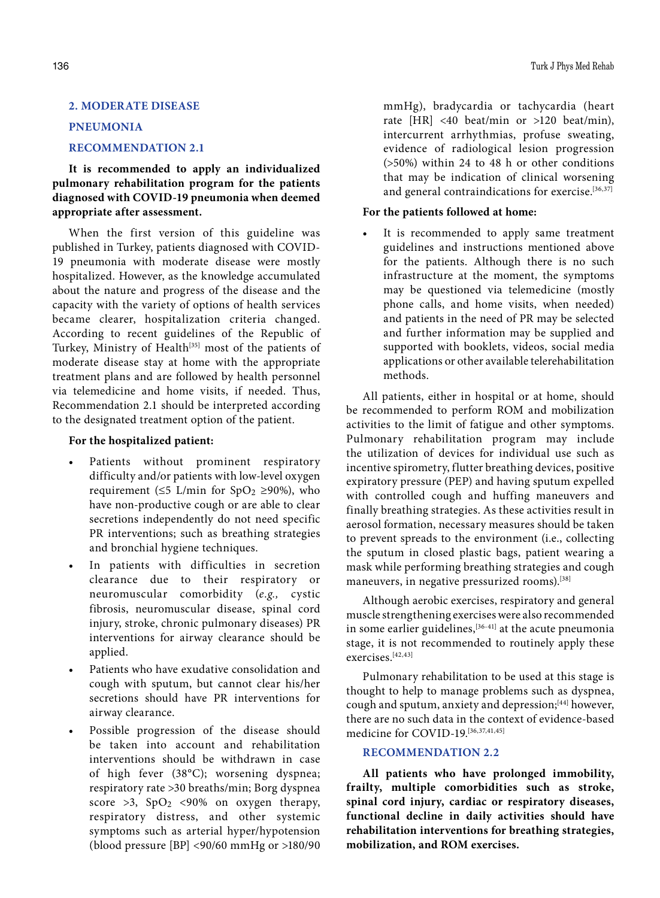## 2. MODERATE DISEASE

### PNEUMONIA

### RECOMMENDATION 2.1

**It is recommended to apply an individualized pulmonary rehabilitation program for the patients diagnosed with COVID-19 pneumonia when deemed appropriate after assessment.**

When the first version of this guideline was published in Turkey, patients diagnosed with COVID-19 pneumonia with moderate disease were mostly hospitalized. However, as the knowledge accumulated about the nature and progress of the disease and the capacity with the variety of options of health services became clearer, hospitalization criteria changed. According to recent guidelines of the Republic of Turkey, Ministry of Health[35] most of the patients of moderate disease stay at home with the appropriate treatment plans and are followed by health personnel via telemedicine and home visits, if needed. Thus, Recommendation 2.1 should be interpreted according to the designated treatment option of the patient.

**For the hospitalized patient:**

- Patients without prominent respiratory difficulty and/or patients with low-level oxygen requirement (≤5 L/min for $SpO_2$ ≥90%), who have non-productive cough or are able to clear secretions independently do not need specific PR interventions; such as breathing strategies and bronchial hygiene techniques.
- In patients with difficulties in secretion clearance due to their respiratory or neuromuscular comorbidity (*e.g.,* cystic fibrosis, neuromuscular disease, spinal cord injury, stroke, chronic pulmonary diseases) PR interventions for airway clearance should be applied.
- Patients who have exudative consolidation and cough with sputum, but cannot clear his/her secretions should have PR interventions for airway clearance.
- Possible progression of the disease should be taken into account and rehabilitation interventions should be withdrawn in case of high fever (38°C); worsening dyspnea; respiratory rate >30 breaths/min; Borg dyspnea score >3, $SpO_2$ <90% on oxygen therapy, respiratory distress, and other systemic symptoms such as arterial hyper/hypotension (blood pressure [BP] <90/60 mmHg or >180/90 mmHg), bradycardia or tachycardia (heart rate [HR] <40 beat/min or >120 beat/min), intercurrent arrhythmias, profuse sweating, evidence of radiological lesion progression (>50%) within 24 to 48 h or other conditions that may be indication of clinical worsening and general contraindications for exercise.[36,37]

**For the patients followed at home:**

- It is recommended to apply same treatment guidelines and instructions mentioned above for the patients. Although there is no such infrastructure at the moment, the symptoms may be questioned via telemedicine (mostly phone calls, and home visits, when needed) and patients in the need of PR may be selected and further information may be supplied and supported with booklets, videos, social media applications or other available telerehabilitation methods.

All patients, either in hospital or at home, should be recommended to perform ROM and mobilization activities to the limit of fatigue and other symptoms. Pulmonary rehabilitation program may include the utilization of devices for individual use such as incentive spirometry, flutter breathing devices, positive expiratory pressure (PEP) and having sputum expelled with controlled cough and huffing maneuvers and finally breathing strategies. As these activities result in aerosol formation, necessary measures should be taken to prevent spreads to the environment (i.e., collecting the sputum in closed plastic bags, patient wearing a mask while performing breathing strategies and cough maneuvers, in negative pressurized rooms).[38]

Although aerobic exercises, respiratory and general muscle strengthening exercises were also recommended in some earlier guidelines,[36-41] at the acute pneumonia stage, it is not recommended to routinely apply these exercises.[42,43]

Pulmonary rehabilitation to be used at this stage is thought to help to manage problems such as dyspnea, cough and sputum, anxiety and depression;[44] however, there are no such data in the context of evidence-based medicine for COVID-19.[36,37,41,45]

### RECOMMENDATION 2.2

**All patients who have prolonged immobility, frailty, multiple comorbidities such as stroke, spinal cord injury, cardiac or respiratory diseases, functional decline in daily activities should have rehabilitation interventions for breathing strategies, mobilization, and ROM exercises.**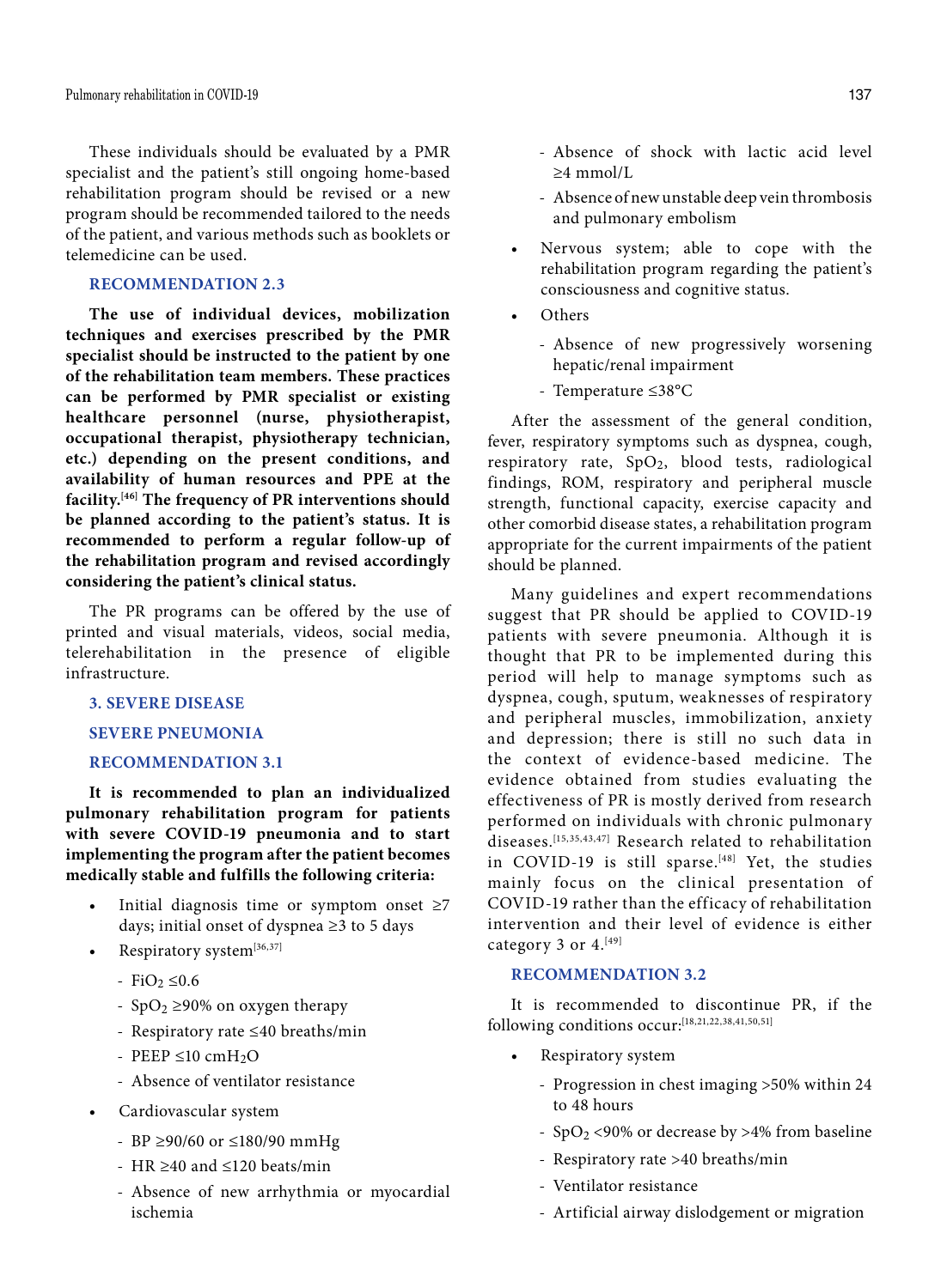These individuals should be evaluated by a PMR specialist and the patient's still ongoing home-based rehabilitation program should be revised or a new program should be recommended tailored to the needs of the patient, and various methods such as booklets or telemedicine can be used.

### RECOMMENDATION 2.3

**The use of individual devices, mobilization techniques and exercises prescribed by the PMR specialist should be instructed to the patient by one of the rehabilitation team members. These practices can be performed by PMR specialist or existing healthcare personnel (nurse, physiotherapist, occupational therapist, physiotherapy technician, etc.) depending on the present conditions, and availability of human resources and PPE at the facility.[46] The frequency of PR interventions should be planned according to the patient's status. It is recommended to perform a regular follow-up of the rehabilitation program and revised accordingly considering the patient's clinical status.**

The PR programs can be offered by the use of printed and visual materials, videos, social media, telerehabilitation in the presence of eligible infrastructure.

## 3. SEVERE DISEASE

### SEVERE PNEUMONIA

### RECOMMENDATION 3.1

**It is recommended to plan an individualized pulmonary rehabilitation program for patients with severe COVID-19 pneumonia and to start implementing the program after the patient becomes medically stable and fulfills the following criteria:**

- Initial diagnosis time or symptom onset ≥7 days; initial onset of dyspnea ≥3 to 5 days
- Respiratory system[36,37]
  - $FiO_2$ ≤0.6
  - $SpO_2$ ≥90% on oxygen therapy
  - Respiratory rate ≤40 breaths/min
  - PEEP ≤10 $cmH_2O$
  - Absence of ventilator resistance
- Cardiovascular system
  - BP ≥90/60 or ≤180/90 mmHg
  - HR ≥40 and ≤120 beats/min
  - Absence of new arrhythmia or myocardial ischemia
  - Absence of shock with lactic acid level ≥4 mmol/L
  - Absence of new unstable deep vein thrombosis and pulmonary embolism
- Nervous system; able to cope with the rehabilitation program regarding the patient's consciousness and cognitive status.
- Others
  - Absence of new progressively worsening hepatic/renal impairment
  - Temperature ≤38°C

After the assessment of the general condition, fever, respiratory symptoms such as dyspnea, cough, respiratory rate, $SpO_2$, blood tests, radiological findings, ROM, respiratory and peripheral muscle strength, functional capacity, exercise capacity and other comorbid disease states, a rehabilitation program appropriate for the current impairments of the patient should be planned.

Many guidelines and expert recommendations suggest that PR should be applied to COVID-19 patients with severe pneumonia. Although it is thought that PR to be implemented during this period will help to manage symptoms such as dyspnea, cough, sputum, weaknesses of respiratory and peripheral muscles, immobilization, anxiety and depression; there is still no such data in the context of evidence-based medicine. The evidence obtained from studies evaluating the effectiveness of PR is mostly derived from research performed on individuals with chronic pulmonary diseases.[15,35,43,47] Research related to rehabilitation in COVID-19 is still sparse.[48] Yet, the studies mainly focus on the clinical presentation of COVID-19 rather than the efficacy of rehabilitation intervention and their level of evidence is either category 3 or 4.[49]

### RECOMMENDATION 3.2

It is recommended to discontinue PR, if the following conditions occur:[18,21,22,38,41,50,51]

- Respiratory system
  - Progression in chest imaging >50% within 24 to 48 hours
  - $SpO_2$ <90% or decrease by >4% from baseline
  - Respiratory rate >40 breaths/min
  - Ventilator resistance
  - Artificial airway dislodgement or migration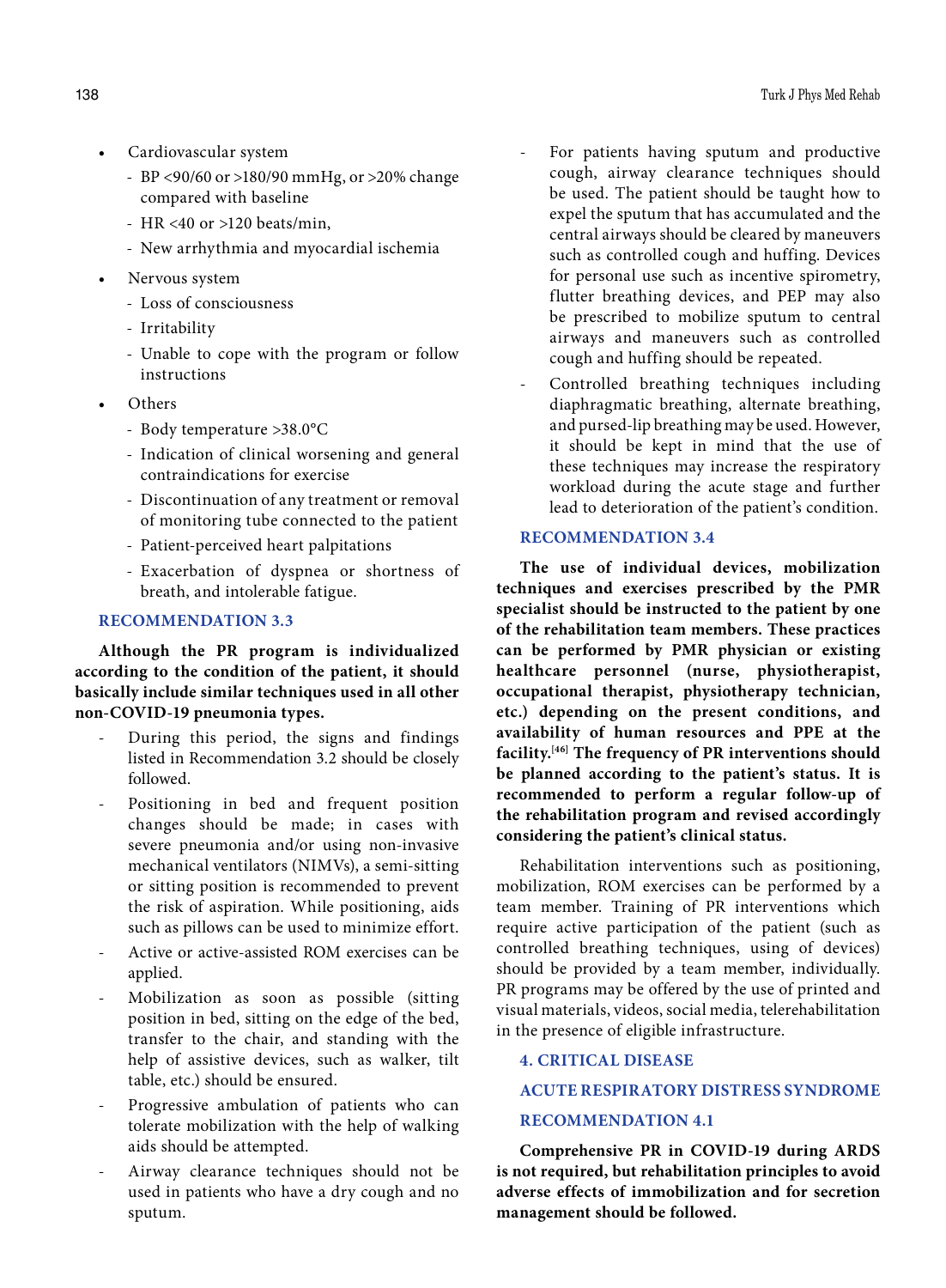- Cardiovascular system
  - BP <90/60 or >180/90 mmHg, or >20% change compared with baseline
  - HR <40 or >120 beats/min,
  - New arrhythmia and myocardial ischemia
- Nervous system
  - Loss of consciousness
  - Irritability
  - Unable to cope with the program or follow instructions
- Others
  - Body temperature >38.0°C
  - Indication of clinical worsening and general contraindications for exercise
  - Discontinuation of any treatment or removal of monitoring tube connected to the patient
  - Patient-perceived heart palpitations
  - Exacerbation of dyspnea or shortness of breath, and intolerable fatigue.

### RECOMMENDATION 3.3

**Although the PR program is individualized according to the condition of the patient, it should basically include similar techniques used in all other non-COVID-19 pneumonia types.**

- During this period, the signs and findings listed in Recommendation 3.2 should be closely followed.
- Positioning in bed and frequent position changes should be made; in cases with severe pneumonia and/or using non-invasive mechanical ventilators (NIMVs), a semi-sitting or sitting position is recommended to prevent the risk of aspiration. While positioning, aids such as pillows can be used to minimize effort.
- Active or active-assisted ROM exercises can be applied.
- Mobilization as soon as possible (sitting position in bed, sitting on the edge of the bed, transfer to the chair, and standing with the help of assistive devices, such as walker, tilt table, etc.) should be ensured.
- Progressive ambulation of patients who can tolerate mobilization with the help of walking aids should be attempted.
- Airway clearance techniques should not be used in patients who have a dry cough and no sputum.
- For patients having sputum and productive cough, airway clearance techniques should be used. The patient should be taught how to expel the sputum that has accumulated and the central airways should be cleared by maneuvers such as controlled cough and huffing. Devices for personal use such as incentive spirometry, flutter breathing devices, and PEP may also be prescribed to mobilize sputum to central airways and maneuvers such as controlled cough and huffing should be repeated.
- Controlled breathing techniques including diaphragmatic breathing, alternate breathing, and pursed-lip breathing may be used. However, it should be kept in mind that the use of these techniques may increase the respiratory workload during the acute stage and further lead to deterioration of the patient's condition.

### RECOMMENDATION 3.4

**The use of individual devices, mobilization techniques and exercises prescribed by the PMR specialist should be instructed to the patient by one of the rehabilitation team members. These practices can be performed by PMR physician or existing healthcare personnel (nurse, physiotherapist, occupational therapist, physiotherapy technician, etc.) depending on the present conditions, and availability of human resources and PPE at the facility.[46] The frequency of PR interventions should be planned according to the patient's status. It is recommended to perform a regular follow-up of the rehabilitation program and revised accordingly considering the patient's clinical status.**

Rehabilitation interventions such as positioning, mobilization, ROM exercises can be performed by a team member. Training of PR interventions which require active participation of the patient (such as controlled breathing techniques, using of devices) should be provided by a team member, individually. PR programs may be offered by the use of printed and visual materials, videos, social media, telerehabilitation in the presence of eligible infrastructure.

## 4. CRITICAL DISEASE

### ACUTE RESPIRATORY DISTRESS SYNDROME

### RECOMMENDATION 4.1

**Comprehensive PR in COVID-19 during ARDS is not required, but rehabilitation principles to avoid adverse effects of immobilization and for secretion management should be followed.**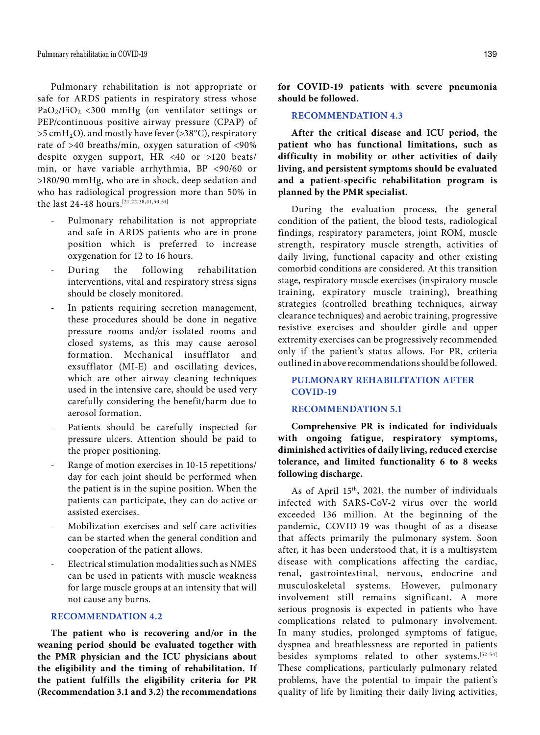Pulmonary rehabilitation is not appropriate or safe for ARDS patients in respiratory stress whose $PaO_2/FiO_2$ <300 mmHg (on ventilator settings or PEP/continuous positive airway pressure (CPAP) of >5 $cmH_2O$), and mostly have fever (>38°C), respiratory rate of >40 breaths/min, oxygen saturation of <90% despite oxygen support, HR <40 or >120 beats/min, or have variable arrhythmia, BP <90/60 or >180/90 mmHg, who are in shock, deep sedation and who has radiological progression more than 50% in the last 24-48 hours.[21,22,38,41,50,51]

- Pulmonary rehabilitation is not appropriate and safe in ARDS patients who are in prone position which is preferred to increase oxygenation for 12 to 16 hours.
- During the following rehabilitation interventions, vital and respiratory stress signs should be closely monitored.
- In patients requiring secretion management, these procedures should be done in negative pressure rooms and/or isolated rooms and closed systems, as this may cause aerosol formation. Mechanical insufflator and exsufflator (MI-E) and oscillating devices, which are other airway cleaning techniques used in the intensive care, should be used very carefully considering the benefit/harm due to aerosol formation.
- Patients should be carefully inspected for pressure ulcers. Attention should be paid to the proper positioning.
- Range of motion exercises in 10-15 repetitions/day for each joint should be performed when the patient is in the supine position. When the patients can participate, they can do active or assisted exercises.
- Mobilization exercises and self-care activities can be started when the general condition and cooperation of the patient allows.
- Electrical stimulation modalities such as NMES can be used in patients with muscle weakness for large muscle groups at an intensity that will not cause any burns.

### RECOMMENDATION 4.2

**The patient who is recovering and/or in the weaning period should be evaluated together with the PMR physician and the ICU physicians about the eligibility and the timing of rehabilitation. If the patient fulfills the eligibility criteria for PR (Recommendation 3.1 and 3.2) the recommendations for COVID-19 patients with severe pneumonia should be followed.**

### RECOMMENDATION 4.3

**After the critical disease and ICU period, the patient who has functional limitations, such as difficulty in mobility or other activities of daily living, and persistent symptoms should be evaluated and a patient-specific rehabilitation program is planned by the PMR specialist.**

During the evaluation process, the general condition of the patient, the blood tests, radiological findings, respiratory parameters, joint ROM, muscle strength, respiratory muscle strength, activities of daily living, functional capacity and other existing comorbid conditions are considered. At this transition stage, respiratory muscle exercises (inspiratory muscle training, expiratory muscle training), breathing strategies (controlled breathing techniques, airway clearance techniques) and aerobic training, progressive resistive exercises and shoulder girdle and upper extremity exercises can be progressively recommended only if the patient's status allows. For PR, criteria outlined in above recommendations should be followed.

## PULMONARY REHABILITATION AFTER COVID-19

### RECOMMENDATION 5.1

**Comprehensive PR is indicated for individuals with ongoing fatigue, respiratory symptoms, diminished activities of daily living, reduced exercise tolerance, and limited functionality 6 to 8 weeks following discharge.**

As of April 15th, 2021, the number of individuals infected with SARS-CoV-2 virus over the world exceeded 136 million. At the beginning of the pandemic, COVID-19 was thought of as a disease that affects primarily the pulmonary system. Soon after, it has been understood that, it is a multisystem disease with complications affecting the cardiac, renal, gastrointestinal, nervous, endocrine and musculoskeletal systems. However, pulmonary involvement still remains significant. A more serious prognosis is expected in patients who have complications related to pulmonary involvement. In many studies, prolonged symptoms of fatigue, dyspnea and breathlessness are reported in patients besides symptoms related to other systems.[52-54] These complications, particularly pulmonary related problems, have the potential to impair the patient's quality of life by limiting their daily living activities,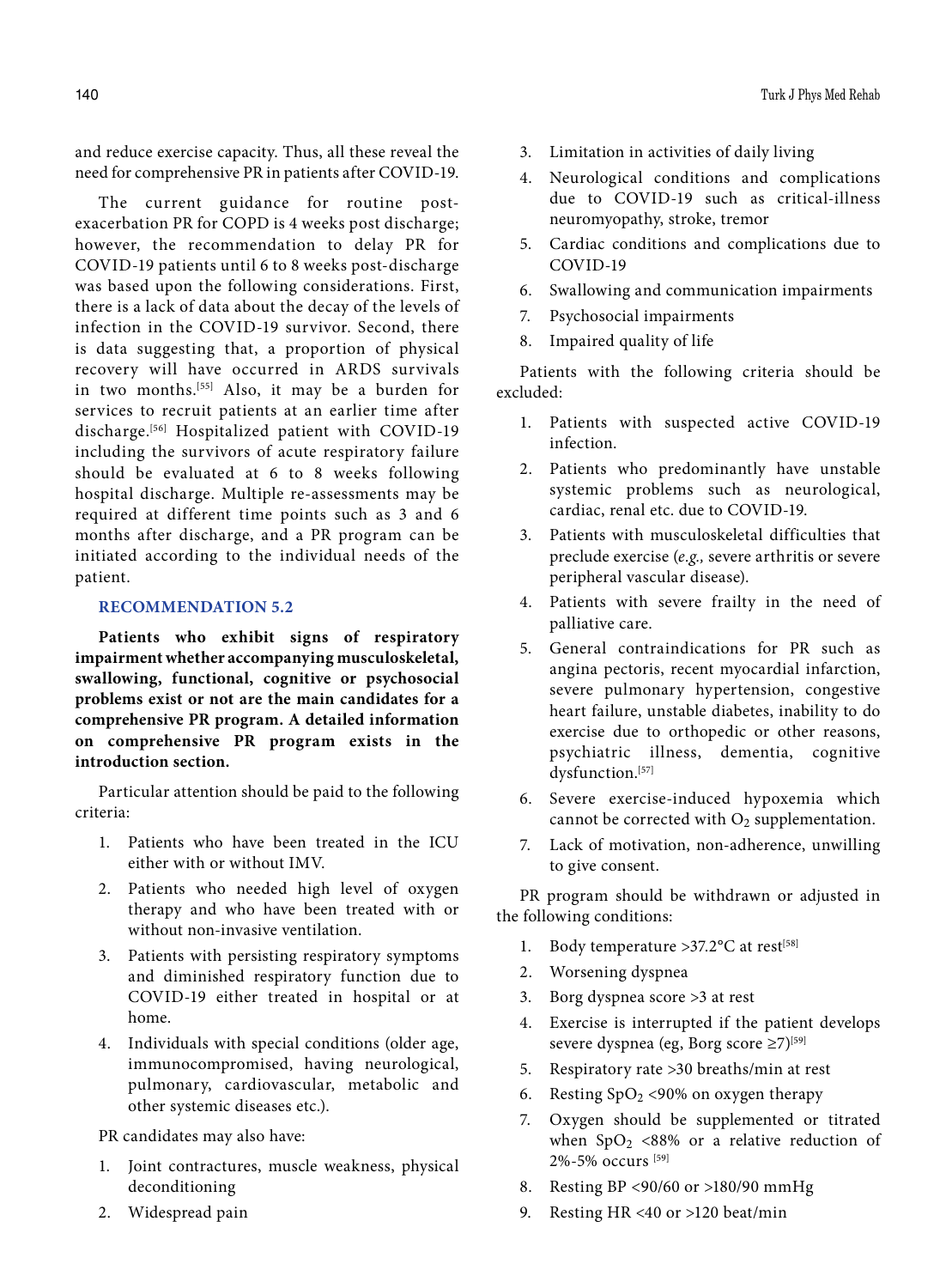and reduce exercise capacity. Thus, all these reveal the need for comprehensive PR in patients after COVID-19.

The current guidance for routine post-exacerbation PR for COPD is 4 weeks post discharge; however, the recommendation to delay PR for COVID-19 patients until 6 to 8 weeks post-discharge was based upon the following considerations. First, there is a lack of data about the decay of the levels of infection in the COVID-19 survivor. Second, there is data suggesting that, a proportion of physical recovery will have occurred in ARDS survivals in two months.[55] Also, it may be a burden for services to recruit patients at an earlier time after discharge.[56] Hospitalized patient with COVID-19 including the survivors of acute respiratory failure should be evaluated at 6 to 8 weeks following hospital discharge. Multiple re-assessments may be required at different time points such as 3 and 6 months after discharge, and a PR program can be initiated according to the individual needs of the patient.

### RECOMMENDATION 5.2

**Patients who exhibit signs of respiratory impairment whether accompanying musculoskeletal, swallowing, functional, cognitive or psychosocial problems exist or not are the main candidates for a comprehensive PR program. A detailed information on comprehensive PR program exists in the introduction section.**

Particular attention should be paid to the following criteria:

1. Patients who have been treated in the ICU either with or without IMV.
2. Patients who needed high level of oxygen therapy and who have been treated with or without non-invasive ventilation.
3. Patients with persisting respiratory symptoms and diminished respiratory function due to COVID-19 either treated in hospital or at home.
4. Individuals with special conditions (older age, immunocompromised, having neurological, pulmonary, cardiovascular, metabolic and other systemic diseases etc.).

PR candidates may also have:

1. Joint contractures, muscle weakness, physical deconditioning
2. Widespread pain
3. Limitation in activities of daily living
4. Neurological conditions and complications due to COVID-19 such as critical-illness neuromyopathy, stroke, tremor
5. Cardiac conditions and complications due to COVID-19
6. Swallowing and communication impairments
7. Psychosocial impairments
8. Impaired quality of life

Patients with the following criteria should be excluded:

1. Patients with suspected active COVID-19 infection.
2. Patients who predominantly have unstable systemic problems such as neurological, cardiac, renal etc. due to COVID-19.
3. Patients with musculoskeletal difficulties that preclude exercise (*e.g.,* severe arthritis or severe peripheral vascular disease).
4. Patients with severe frailty in the need of palliative care.
5. General contraindications for PR such as angina pectoris, recent myocardial infarction, severe pulmonary hypertension, congestive heart failure, unstable diabetes, inability to do exercise due to orthopedic or other reasons, psychiatric illness, dementia, cognitive dysfunction.[57]
6. Severe exercise-induced hypoxemia which cannot be corrected with $O_2$ supplementation.
7. Lack of motivation, non-adherence, unwilling to give consent.

PR program should be withdrawn or adjusted in the following conditions:

1. Body temperature >37.2°C at rest[58]
2. Worsening dyspnea
3. Borg dyspnea score >3 at rest
4. Exercise is interrupted if the patient develops severe dyspnea (eg, Borg score ≥7)[59]
5. Respiratory rate >30 breaths/min at rest
6. Resting $SpO_2$ <90% on oxygen therapy
7. Oxygen should be supplemented or titrated when $SpO_2$ <88% or a relative reduction of 2%-5% occurs [59]
8. Resting BP <90/60 or >180/90 mmHg
9. Resting HR <40 or >120 beat/min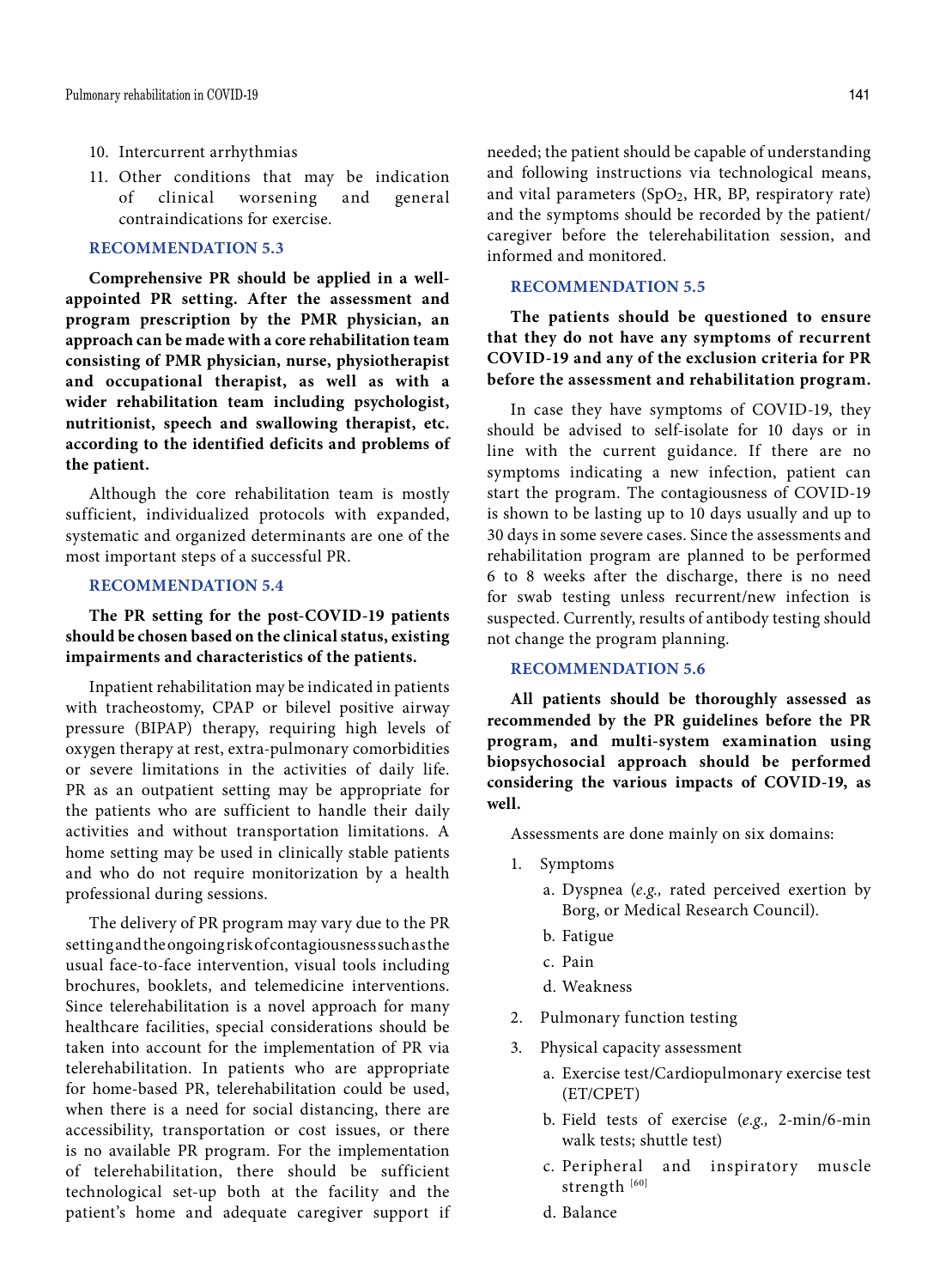10. Intercurrent arrhythmias
11. Other conditions that may be indication of clinical worsening and general contraindications for exercise.

### RECOMMENDATION 5.3

**Comprehensive PR should be applied in a well-appointed PR setting. After the assessment and program prescription by the PMR physician, an approach can be made with a core rehabilitation team consisting of PMR physician, nurse, physiotherapist and occupational therapist, as well as with a wider rehabilitation team including psychologist, nutritionist, speech and swallowing therapist, etc. according to the identified deficits and problems of the patient.**

Although the core rehabilitation team is mostly sufficient, individualized protocols with expanded, systematic and organized determinants are one of the most important steps of a successful PR.

### RECOMMENDATION 5.4

**The PR setting for the post-COVID-19 patients should be chosen based on the clinical status, existing impairments and characteristics of the patients.**

Inpatient rehabilitation may be indicated in patients with tracheostomy, CPAP or bilevel positive airway pressure (BIPAP) therapy, requiring high levels of oxygen therapy at rest, extra-pulmonary comorbidities or severe limitations in the activities of daily life. PR as an outpatient setting may be appropriate for the patients who are sufficient to handle their daily activities and without transportation limitations. A home setting may be used in clinically stable patients and who do not require monitorization by a health professional during sessions.

The delivery of PR program may vary due to the PR setting and the ongoing risk of contagiousness such as the usual face-to-face intervention, visual tools including brochures, booklets, and telemedicine interventions. Since telerehabilitation is a novel approach for many healthcare facilities, special considerations should be taken into account for the implementation of PR via telerehabilitation. In patients who are appropriate for home-based PR, telerehabilitation could be used, when there is a need for social distancing, there are accessibility, transportation or cost issues, or there is no available PR program. For the implementation of telerehabilitation, there should be sufficient technological set-up both at the facility and the patient's home and adequate caregiver support if needed; the patient should be capable of understanding and following instructions via technological means, and vital parameters ($SpO_2$, HR, BP, respiratory rate) and the symptoms should be recorded by the patient/caregiver before the telerehabilitation session, and informed and monitored.

### RECOMMENDATION 5.5

**The patients should be questioned to ensure that they do not have any symptoms of recurrent COVID-19 and any of the exclusion criteria for PR before the assessment and rehabilitation program.**

In case they have symptoms of COVID-19, they should be advised to self-isolate for 10 days or in line with the current guidance. If there are no symptoms indicating a new infection, patient can start the program. The contagiousness of COVID-19 is shown to be lasting up to 10 days usually and up to 30 days in some severe cases. Since the assessments and rehabilitation program are planned to be performed 6 to 8 weeks after the discharge, there is no need for swab testing unless recurrent/new infection is suspected. Currently, results of antibody testing should not change the program planning.

### RECOMMENDATION 5.6

**All patients should be thoroughly assessed as recommended by the PR guidelines before the PR program, and multi-system examination using biopsychosocial approach should be performed considering the various impacts of COVID-19, as well.**

Assessments are done mainly on six domains:

1. Symptoms
   a. Dyspnea (*e.g.,* rated perceived exertion by Borg, or Medical Research Council).
   b. Fatigue
   c. Pain
   d. Weakness
2. Pulmonary function testing
3. Physical capacity assessment
   a. Exercise test/Cardiopulmonary exercise test (ET/CPET)
   b. Field tests of exercise (*e.g.,* 2-min/6-min walk tests; shuttle test)
   c. Peripheral and inspiratory muscle strength [60]
   d. Balance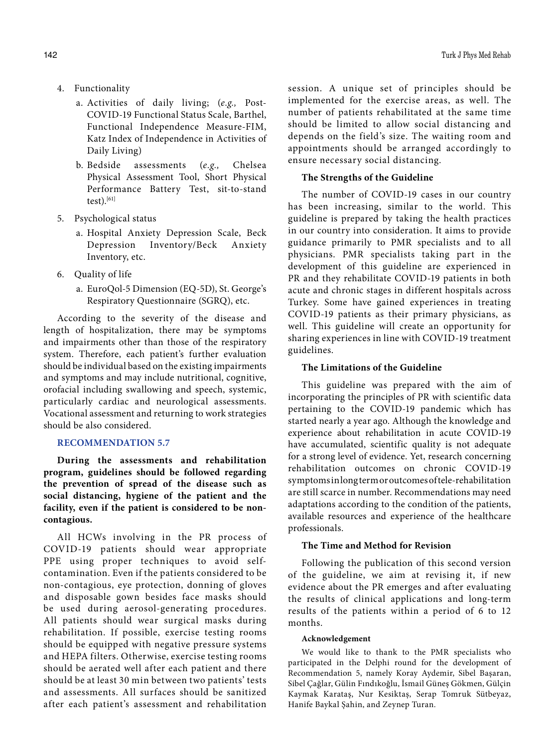4. Functionality
   a. Activities of daily living; (*e.g.,* Post-COVID-19 Functional Status Scale, Barthel, Functional Independence Measure-FIM, Katz Index of Independence in Activities of Daily Living)
   b. Bedside assessments (*e.g.,* Chelsea Physical Assessment Tool, Short Physical Performance Battery Test, sit-to-stand test).[61]
5. Psychological status
   a. Hospital Anxiety Depression Scale, Beck Depression Inventory/Beck Anxiety Inventory, etc.
6. Quality of life
   a. EuroQol-5 Dimension (EQ-5D), St. George's Respiratory Questionnaire (SGRQ), etc.

According to the severity of the disease and length of hospitalization, there may be symptoms and impairments other than those of the respiratory system. Therefore, each patient's further evaluation should be individual based on the existing impairments and symptoms and may include nutritional, cognitive, orofacial including swallowing and speech, systemic, particularly cardiac and neurological assessments. Vocational assessment and returning to work strategies should be also considered.

### RECOMMENDATION 5.7

**During the assessments and rehabilitation program, guidelines should be followed regarding the prevention of spread of the disease such as social distancing, hygiene of the patient and the facility, even if the patient is considered to be non-contagious.**

All HCWs involving in the PR process of COVID-19 patients should wear appropriate PPE using proper techniques to avoid self-contamination. Even if the patients considered to be non-contagious, eye protection, donning of gloves and disposable gown besides face masks should be used during aerosol-generating procedures. All patients should wear surgical masks during rehabilitation. If possible, exercise testing rooms should be equipped with negative pressure systems and HEPA filters. Otherwise, exercise testing rooms should be aerated well after each patient and there should be at least 30 min between two patients' tests and assessments. All surfaces should be sanitized after each patient's assessment and rehabilitation session. A unique set of principles should be implemented for the exercise areas, as well. The number of patients rehabilitated at the same time should be limited to allow social distancing and depends on the field's size. The waiting room and appointments should be arranged accordingly to ensure necessary social distancing.

### The Strengths of the Guideline

The number of COVID-19 cases in our country has been increasing, similar to the world. This guideline is prepared by taking the health practices in our country into consideration. It aims to provide guidance primarily to PMR specialists and to all physicians. PMR specialists taking part in the development of this guideline are experienced in PR and they rehabilitate COVID-19 patients in both acute and chronic stages in different hospitals across Turkey. Some have gained experiences in treating COVID-19 patients as their primary physicians, as well. This guideline will create an opportunity for sharing experiences in line with COVID-19 treatment guidelines.

### The Limitations of the Guideline

This guideline was prepared with the aim of incorporating the principles of PR with scientific data pertaining to the COVID-19 pandemic which has started nearly a year ago. Although the knowledge and experience about rehabilitation in acute COVID-19 have accumulated, scientific quality is not adequate for a strong level of evidence. Yet, research concerning rehabilitation outcomes on chronic COVID-19 symptoms in long term or outcomes of tele-rehabilitation are still scarce in number. Recommendations may need adaptations according to the condition of the patients, available resources and experience of the healthcare professionals.

### The Time and Method for Revision

Following the publication of this second version of the guideline, we aim at revising it, if new evidence about the PR emerges and after evaluating the results of clinical applications and long-term results of the patients within a period of 6 to 12 months.

#### Acknowledgement

We would like to thank to the PMR specialists who participated in the Delphi round for the development of Recommendation 5, namely Koray Aydemir, Sibel Başaran, Sibel Çağlar, Gülin Fındıkoğlu, İsmail Güneş Gökmen, Gülçin Kaymak Karataş, Nur Kesiktaş, Serap Tomruk Sütbeyaz, Hanife Baykal Şahin, and Zeynep Turan.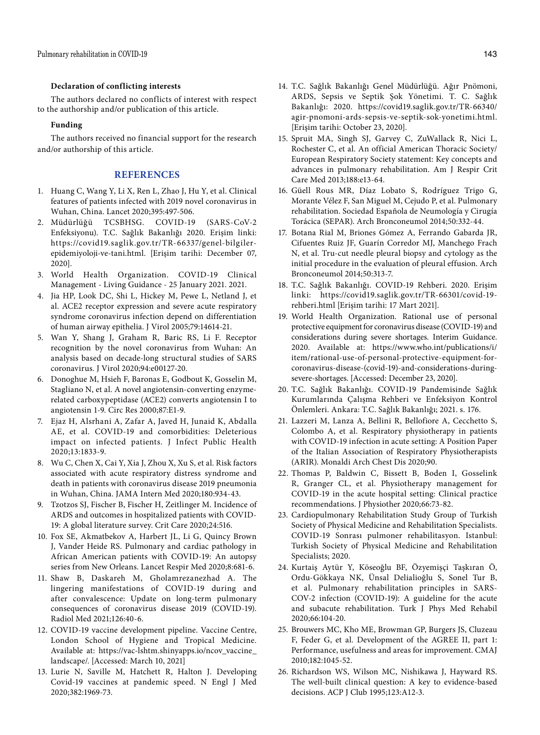**Declaration of conflicting interests**

The authors declared no conflicts of interest with respect to the authorship and/or publication of this article.

**Funding**

The authors received no financial support for the research and/or authorship of this article.

## REFERENCES

1. Huang C, Wang Y, Li X, Ren L, Zhao J, Hu Y, et al. Clinical features of patients infected with 2019 novel coronavirus in Wuhan, China. Lancet 2020;395:497-506.
2. Müdürlüğü TCSBHSG. COVID-19 (SARS-CoV-2 Enfeksiyonu). T.C. Sağlık Bakanlığı 2020. Erişim linki: https://covid19.saglik.gov.tr/TR-66337/genel-bilgiler-epidemiyoloji-ve-tani.html. [Erişim tarihi: December 07, 2020].
3. World Health Organization. COVID-19 Clinical Management - Living Guidance - 25 January 2021. 2021.
4. Jia HP, Look DC, Shi L, Hickey M, Pewe L, Netland J, et al. ACE2 receptor expression and severe acute respiratory syndrome coronavirus infection depend on differentiation of human airway epithelia. J Virol 2005;79:14614-21.
5. Wan Y, Shang J, Graham R, Baric RS, Li F. Receptor recognition by the novel coronavirus from Wuhan: An analysis based on decade-long structural studies of SARS coronavirus. J Virol 2020;94:e00127-20.
6. Donoghue M, Hsieh F, Baronas E, Godbout K, Gosselin M, Stagliano N, et al. A novel angiotensin-converting enzyme-related carboxypeptidase (ACE2) converts angiotensin I to angiotensin 1-9. Circ Res 2000;87:E1-9.
7. Ejaz H, Alsrhani A, Zafar A, Javed H, Junaid K, Abdalla AE, et al. COVID-19 and comorbidities: Deleterious impact on infected patients. J Infect Public Health 2020;13:1833-9.
8. Wu C, Chen X, Cai Y, Xia J, Zhou X, Xu S, et al. Risk factors associated with acute respiratory distress syndrome and death in patients with coronavirus disease 2019 pneumonia in Wuhan, China. JAMA Intern Med 2020;180:934-43.
9. Tzotzos SJ, Fischer B, Fischer H, Zeitlinger M. Incidence of ARDS and outcomes in hospitalized patients with COVID-19: A global literature survey. Crit Care 2020;24:516.
10. Fox SE, Akmatbekov A, Harbert JL, Li G, Quincy Brown J, Vander Heide RS. Pulmonary and cardiac pathology in African American patients with COVID-19: An autopsy series from New Orleans. Lancet Respir Med 2020;8:681-6.
11. Shaw B, Daskareh M, Gholamrezanezhad A. The lingering manifestations of COVID-19 during and after convalescence: Update on long-term pulmonary consequences of coronavirus disease 2019 (COVID-19). Radiol Med 2021;126:40-6.
12. COVID-19 vaccine development pipeline. Vaccine Centre, London School of Hygiene and Tropical Medicine. Available at: https://vac-lshtm.shinyapps.io/ncov_vaccine_landscape/. [Accessed: March 10, 2021]
13. Lurie N, Saville M, Hatchett R, Halton J. Developing Covid-19 vaccines at pandemic speed. N Engl J Med 2020;382:1969-73.
14. T.C. Sağlık Bakanlığı Genel Müdürlüğü. Ağır Pnömoni, ARDS, Sepsis ve Septik Şok Yönetimi. T. C. Sağlık Bakanlığı: 2020. https://covid19.saglik.gov.tr/TR-66340/agir-pnomoni-ards-sepsis-ve-septik-sok-yonetimi.html. [Erişim tarihi: October 23, 2020].
15. Spruit MA, Singh SJ, Garvey C, ZuWallack R, Nici L, Rochester C, et al. An official American Thoracic Society/European Respiratory Society statement: Key concepts and advances in pulmonary rehabilitation. Am J Respir Crit Care Med 2013;188:e13-64.
16. Güell Rous MR, Díaz Lobato S, Rodríguez Trigo G, Morante Vélez F, San Miguel M, Cejudo P, et al. Pulmonary rehabilitation. Sociedad Española de Neumología y Cirugía Torácica (SEPAR). Arch Bronconeumol 2014;50:332-44.
17. Botana Rial M, Briones Gómez A, Ferrando Gabarda JR, Cifuentes Ruiz JF, Guarín Corredor MJ, Manchego Frach N, et al. Tru-cut needle pleural biopsy and cytology as the initial procedure in the evaluation of pleural effusion. Arch Bronconeumol 2014;50:313-7.
18. T.C. Sağlık Bakanlığı. COVID-19 Rehberi. 2020. Erişim linki: https://covid19.saglik.gov.tr/TR-66301/covid-19-rehberi.html [Erişim tarihi: 17 Mart 2021].
19. World Health Organization. Rational use of personal protective equipment for coronavirus disease (COVID-19) and considerations during severe shortages. Interim Guidance. 2020. Available at: https://www.who.int/publications/i/item/rational-use-of-personal-protective-equipment-for-coronavirus-disease-(covid-19)-and-considerations-during-severe-shortages. [Accessed: December 23, 2020].
20. T.C. Sağlık Bakanlığı. COVID-19 Pandemisinde Sağlık Kurumlarında Çalışma Rehberi ve Enfeksiyon Kontrol Önlemleri. Ankara: T.C. Sağlık Bakanlığı; 2021. s. 176.
21. Lazzeri M, Lanza A, Bellini R, Bellofiore A, Cecchetto S, Colombo A, et al. Respiratory physiotherapy in patients with COVID-19 infection in acute setting: A Position Paper of the Italian Association of Respiratory Physiotherapists (ARIR). Monaldi Arch Chest Dis 2020;90.
22. Thomas P, Baldwin C, Bissett B, Boden I, Gosselink R, Granger CL, et al. Physiotherapy management for COVID-19 in the acute hospital setting: Clinical practice recommendations. J Physiother 2020;66:73-82.
23. Cardiopulmonary Rehabilitation Study Group of Turkish Society of Physical Medicine and Rehabilitation Specialists. COVID-19 Sonrası pulmoner rehabilitasyon. Istanbul: Turkish Society of Physical Medicine and Rehabilitation Specialists; 2020.
24. Kurtaiş Aytür Y, Köseoğlu BF, Özyemişçi Taşkıran Ö, Ordu-Gökkaya NK, Ünsal Delialioğlu S, Sonel Tur B, et al. Pulmonary rehabilitation principles in SARS-COV-2 infection (COVID-19): A guideline for the acute and subacute rehabilitation. Turk J Phys Med Rehabil 2020;66:104-20.
25. Brouwers MC, Kho ME, Browman GP, Burgers JS, Cluzeau F, Feder G, et al. Development of the AGREE II, part 1: Performance, usefulness and areas for improvement. CMAJ 2010;182:1045-52.
26. Richardson WS, Wilson MC, Nishikawa J, Hayward RS. The well-built clinical question: A key to evidence-based decisions. ACP J Club 1995;123:A12-3.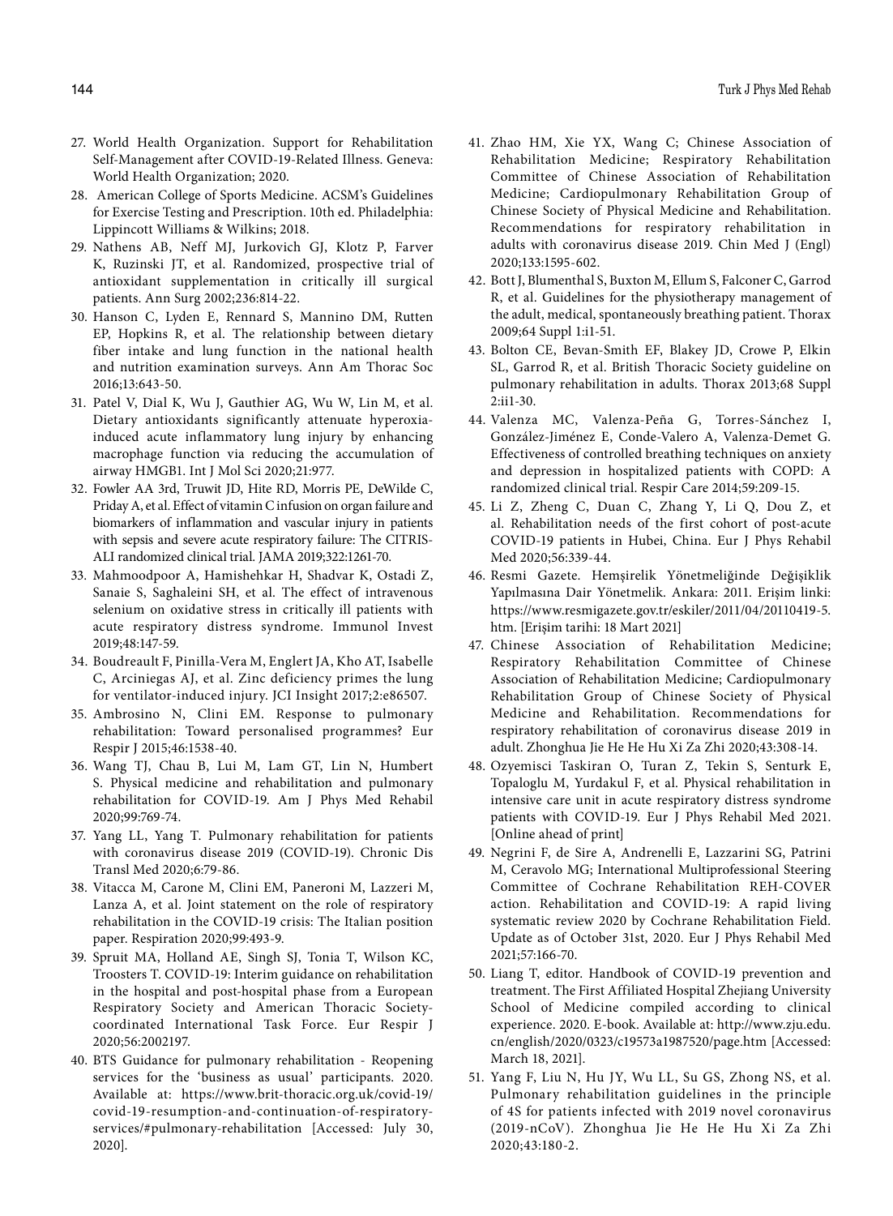27. World Health Organization. Support for Rehabilitation Self-Management after COVID-19-Related Illness. Geneva: World Health Organization; 2020.
28. American College of Sports Medicine. ACSM's Guidelines for Exercise Testing and Prescription. 10th ed. Philadelphia: Lippincott Williams & Wilkins; 2018.
29. Nathens AB, Neff MJ, Jurkovich GJ, Klotz P, Farver K, Ruzinski JT, et al. Randomized, prospective trial of antioxidant supplementation in critically ill surgical patients. Ann Surg 2002;236:814-22.
30. Hanson C, Lyden E, Rennard S, Mannino DM, Rutten EP, Hopkins R, et al. The relationship between dietary fiber intake and lung function in the national health and nutrition examination surveys. Ann Am Thorac Soc 2016;13:643-50.
31. Patel V, Dial K, Wu J, Gauthier AG, Wu W, Lin M, et al. Dietary antioxidants significantly attenuate hyperoxia-induced acute inflammatory lung injury by enhancing macrophage function via reducing the accumulation of airway HMGB1. Int J Mol Sci 2020;21:977.
32. Fowler AA 3rd, Truwit JD, Hite RD, Morris PE, DeWilde C, Priday A, et al. Effect of vitamin C infusion on organ failure and biomarkers of inflammation and vascular injury in patients with sepsis and severe acute respiratory failure: The CITRIS-ALI randomized clinical trial. JAMA 2019;322:1261-70.
33. Mahmoodpoor A, Hamishehkar H, Shadvar K, Ostadi Z, Sanaie S, Saghaleini SH, et al. The effect of intravenous selenium on oxidative stress in critically ill patients with acute respiratory distress syndrome. Immunol Invest 2019;48:147-59.
34. Boudreault F, Pinilla-Vera M, Englert JA, Kho AT, Isabelle C, Arciniegas AJ, et al. Zinc deficiency primes the lung for ventilator-induced injury. JCI Insight 2017;2:e86507.
35. Ambrosino N, Clini EM. Response to pulmonary rehabilitation: Toward personalised programmes? Eur Respir J 2015;46:1538-40.
36. Wang TJ, Chau B, Lui M, Lam GT, Lin N, Humbert S. Physical medicine and rehabilitation and pulmonary rehabilitation for COVID-19. Am J Phys Med Rehabil 2020;99:769-74.
37. Yang LL, Yang T. Pulmonary rehabilitation for patients with coronavirus disease 2019 (COVID-19). Chronic Dis Transl Med 2020;6:79-86.
38. Vitacca M, Carone M, Clini EM, Paneroni M, Lazzeri M, Lanza A, et al. Joint statement on the role of respiratory rehabilitation in the COVID-19 crisis: The Italian position paper. Respiration 2020;99:493-9.
39. Spruit MA, Holland AE, Singh SJ, Tonia T, Wilson KC, Troosters T. COVID-19: Interim guidance on rehabilitation in the hospital and post-hospital phase from a European Respiratory Society and American Thoracic Society-coordinated International Task Force. Eur Respir J 2020;56:2002197.
40. BTS Guidance for pulmonary rehabilitation - Reopening services for the 'business as usual' participants. 2020. Available at: https://www.brit-thoracic.org.uk/covid-19/covid-19-resumption-and-continuation-of-respiratory-services/#pulmonary-rehabilitation [Accessed: July 30, 2020].
41. Zhao HM, Xie YX, Wang C; Chinese Association of Rehabilitation Medicine; Respiratory Rehabilitation Committee of Chinese Association of Rehabilitation Medicine; Cardiopulmonary Rehabilitation Group of Chinese Society of Physical Medicine and Rehabilitation. Recommendations for respiratory rehabilitation in adults with coronavirus disease 2019. Chin Med J (Engl) 2020;133:1595-602.
42. Bott J, Blumenthal S, Buxton M, Ellum S, Falconer C, Garrod R, et al. Guidelines for the physiotherapy management of the adult, medical, spontaneously breathing patient. Thorax 2009;64 Suppl 1:i1-51.
43. Bolton CE, Bevan-Smith EF, Blakey JD, Crowe P, Elkin SL, Garrod R, et al. British Thoracic Society guideline on pulmonary rehabilitation in adults. Thorax 2013;68 Suppl 2:ii1-30.
44. Valenza MC, Valenza-Peña G, Torres-Sánchez I, González-Jiménez E, Conde-Valero A, Valenza-Demet G. Effectiveness of controlled breathing techniques on anxiety and depression in hospitalized patients with COPD: A randomized clinical trial. Respir Care 2014;59:209-15.
45. Li Z, Zheng C, Duan C, Zhang Y, Li Q, Dou Z, et al. Rehabilitation needs of the first cohort of post-acute COVID-19 patients in Hubei, China. Eur J Phys Rehabil Med 2020;56:339-44.
46. Resmi Gazete. Hemşirelik Yönetmeliğinde Değişiklik Yapılmasına Dair Yönetmelik. Ankara: 2011. Erişim linki: https://www.resmigazete.gov.tr/eskiler/2011/04/20110419-5.htm. [Erişim tarihi: 18 Mart 2021]
47. Chinese Association of Rehabilitation Medicine; Respiratory Rehabilitation Committee of Chinese Association of Rehabilitation Medicine; Cardiopulmonary Rehabilitation Group of Chinese Society of Physical Medicine and Rehabilitation. Recommendations for respiratory rehabilitation of coronavirus disease 2019 in adult. Zhonghua Jie He He Hu Xi Za Zhi 2020;43:308-14.
48. Ozyemisci Taskiran O, Turan Z, Tekin S, Senturk E, Topaloglu M, Yurdakul F, et al. Physical rehabilitation in intensive care unit in acute respiratory distress syndrome patients with COVID-19. Eur J Phys Rehabil Med 2021. [Online ahead of print]
49. Negrini F, de Sire A, Andrenelli E, Lazzarini SG, Patrini M, Ceravolo MG; International Multiprofessional Steering Committee of Cochrane Rehabilitation REH-COVER action. Rehabilitation and COVID-19: A rapid living systematic review 2020 by Cochrane Rehabilitation Field. Update as of October 31st, 2020. Eur J Phys Rehabil Med 2021;57:166-70.
50. Liang T, editor. Handbook of COVID-19 prevention and treatment. The First Affiliated Hospital Zhejiang University School of Medicine compiled according to clinical experience. 2020. E-book. Available at: http://www.zju.edu.cn/english/2020/0323/c19573a1987520/page.htm [Accessed: March 18, 2021].
51. Yang F, Liu N, Hu JY, Wu LL, Su GS, Zhong NS, et al. Pulmonary rehabilitation guidelines in the principle of 4S for patients infected with 2019 novel coronavirus (2019-nCoV). Zhonghua Jie He He Hu Xi Za Zhi 2020;43:180-2.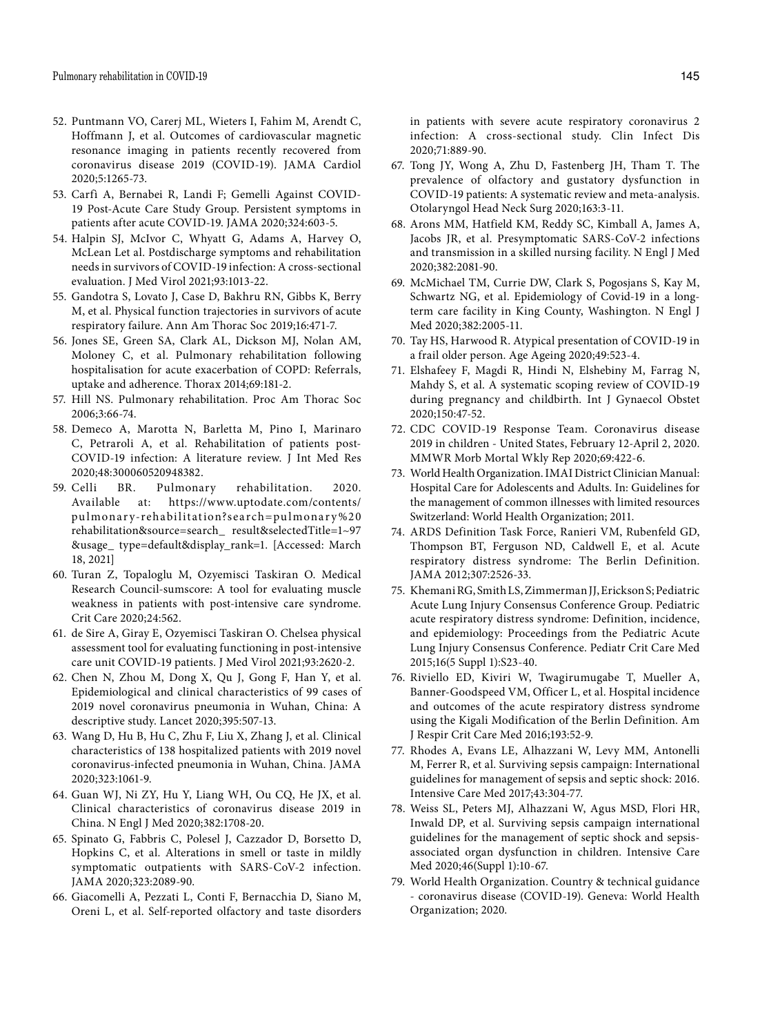52. Puntmann VO, Carerj ML, Wieters I, Fahim M, Arendt C, Hoffmann J, et al. Outcomes of cardiovascular magnetic resonance imaging in patients recently recovered from coronavirus disease 2019 (COVID-19). JAMA Cardiol 2020;5:1265-73.
53. Carfì A, Bernabei R, Landi F; Gemelli Against COVID-19 Post-Acute Care Study Group. Persistent symptoms in patients after acute COVID-19. JAMA 2020;324:603-5.
54. Halpin SJ, McIvor C, Whyatt G, Adams A, Harvey O, McLean Let al. Postdischarge symptoms and rehabilitation needs in survivors of COVID-19 infection: A cross-sectional evaluation. J Med Virol 2021;93:1013-22.
55. Gandotra S, Lovato J, Case D, Bakhru RN, Gibbs K, Berry M, et al. Physical function trajectories in survivors of acute respiratory failure. Ann Am Thorac Soc 2019;16:471-7.
56. Jones SE, Green SA, Clark AL, Dickson MJ, Nolan AM, Moloney C, et al. Pulmonary rehabilitation following hospitalisation for acute exacerbation of COPD: Referrals, uptake and adherence. Thorax 2014;69:181-2.
57. Hill NS. Pulmonary rehabilitation. Proc Am Thorac Soc 2006;3:66-74.
58. Demeco A, Marotta N, Barletta M, Pino I, Marinaro C, Petraroli A, et al. Rehabilitation of patients post-COVID-19 infection: A literature review. J Int Med Res 2020;48:300060520948382.
59. Celli BR. Pulmonary rehabilitation. 2020. Available at: https://www.uptodate.com/contents/pulmonary-rehabilitation?search=pulmonary%20rehabilitation&source=search_ result&selectedTitle=1~97&usage_ type=default&display_rank=1. [Accessed: March 18, 2021]
60. Turan Z, Topaloglu M, Ozyemisci Taskiran O. Medical Research Council-sumscore: A tool for evaluating muscle weakness in patients with post-intensive care syndrome. Crit Care 2020;24:562.
61. de Sire A, Giray E, Ozyemisci Taskiran O. Chelsea physical assessment tool for evaluating functioning in post-intensive care unit COVID-19 patients. J Med Virol 2021;93:2620-2.
62. Chen N, Zhou M, Dong X, Qu J, Gong F, Han Y, et al. Epidemiological and clinical characteristics of 99 cases of 2019 novel coronavirus pneumonia in Wuhan, China: A descriptive study. Lancet 2020;395:507-13.
63. Wang D, Hu B, Hu C, Zhu F, Liu X, Zhang J, et al. Clinical characteristics of 138 hospitalized patients with 2019 novel coronavirus-infected pneumonia in Wuhan, China. JAMA 2020;323:1061-9.
64. Guan WJ, Ni ZY, Hu Y, Liang WH, Ou CQ, He JX, et al. Clinical characteristics of coronavirus disease 2019 in China. N Engl J Med 2020;382:1708-20.
65. Spinato G, Fabbris C, Polesel J, Cazzador D, Borsetto D, Hopkins C, et al. Alterations in smell or taste in mildly symptomatic outpatients with SARS-CoV-2 infection. JAMA 2020;323:2089-90.
66. Giacomelli A, Pezzati L, Conti F, Bernacchia D, Siano M, Oreni L, et al. Self-reported olfactory and taste disorders in patients with severe acute respiratory coronavirus 2 infection: A cross-sectional study. Clin Infect Dis 2020;71:889-90.
67. Tong JY, Wong A, Zhu D, Fastenberg JH, Tham T. The prevalence of olfactory and gustatory dysfunction in COVID-19 patients: A systematic review and meta-analysis. Otolaryngol Head Neck Surg 2020;163:3-11.
68. Arons MM, Hatfield KM, Reddy SC, Kimball A, James A, Jacobs JR, et al. Presymptomatic SARS-CoV-2 infections and transmission in a skilled nursing facility. N Engl J Med 2020;382:2081-90.
69. McMichael TM, Currie DW, Clark S, Pogosjans S, Kay M, Schwartz NG, et al. Epidemiology of Covid-19 in a long-term care facility in King County, Washington. N Engl J Med 2020;382:2005-11.
70. Tay HS, Harwood R. Atypical presentation of COVID-19 in a frail older person. Age Ageing 2020;49:523-4.
71. Elshafeey F, Magdi R, Hindi N, Elshebiny M, Farrag N, Mahdy S, et al. A systematic scoping review of COVID-19 during pregnancy and childbirth. Int J Gynaecol Obstet 2020;150:47-52.
72. CDC COVID-19 Response Team. Coronavirus disease 2019 in children - United States, February 12-April 2, 2020. MMWR Morb Mortal Wkly Rep 2020;69:422-6.
73. World Health Organization. IMAI District Clinician Manual: Hospital Care for Adolescents and Adults. In: Guidelines for the management of common illnesses with limited resources Switzerland: World Health Organization; 2011.
74. ARDS Definition Task Force, Ranieri VM, Rubenfeld GD, Thompson BT, Ferguson ND, Caldwell E, et al. Acute respiratory distress syndrome: The Berlin Definition. JAMA 2012;307:2526-33.
75. Khemani RG, Smith LS, Zimmerman JJ, Erickson S; Pediatric Acute Lung Injury Consensus Conference Group. Pediatric acute respiratory distress syndrome: Definition, incidence, and epidemiology: Proceedings from the Pediatric Acute Lung Injury Consensus Conference. Pediatr Crit Care Med 2015;16(5 Suppl 1):S23-40.
76. Riviello ED, Kiviri W, Twagirumugabe T, Mueller A, Banner-Goodspeed VM, Officer L, et al. Hospital incidence and outcomes of the acute respiratory distress syndrome using the Kigali Modification of the Berlin Definition. Am J Respir Crit Care Med 2016;193:52-9.
77. Rhodes A, Evans LE, Alhazzani W, Levy MM, Antonelli M, Ferrer R, et al. Surviving sepsis campaign: International guidelines for management of sepsis and septic shock: 2016. Intensive Care Med 2017;43:304-77.
78. Weiss SL, Peters MJ, Alhazzani W, Agus MSD, Flori HR, Inwald DP, et al. Surviving sepsis campaign international guidelines for the management of septic shock and sepsis-associated organ dysfunction in children. Intensive Care Med 2020;46(Suppl 1):10-67.
79. World Health Organization. Country & technical guidance - coronavirus disease (COVID-19). Geneva: World Health Organization; 2020.